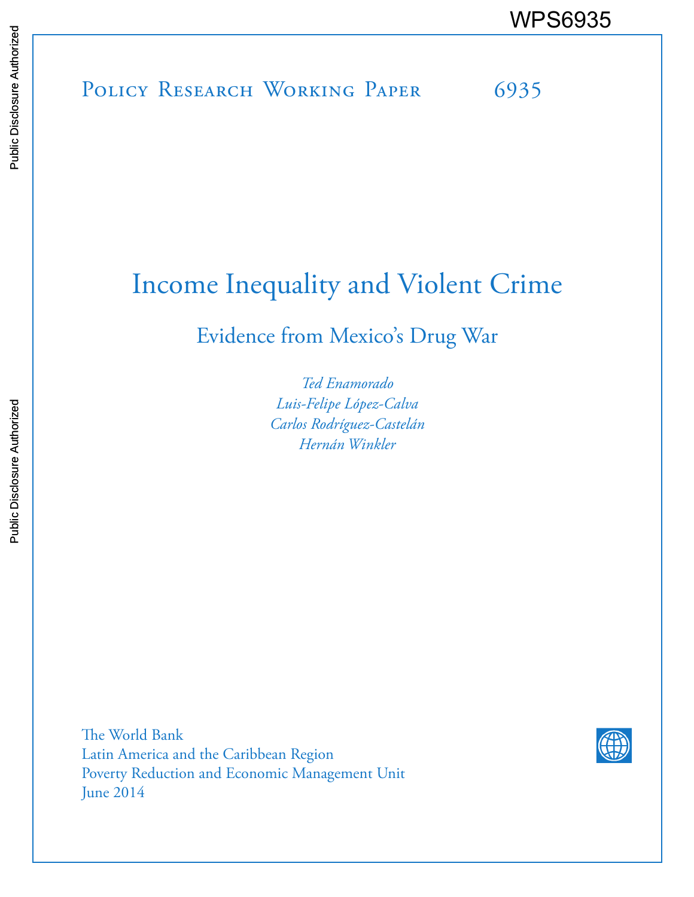WPS6935

Policy Research Working Paper 6935

# Income Inequality and Violent Crime

## Evidence from Mexico's Drug War

*Ted Enamorado*
*Luis-Felipe López-Calva*
*Carlos Rodríguez-Castelán*
*Hernán Winkler*

The World Bank
Latin America and the Caribbean Region
Poverty Reduction and Economic Management Unit
June 2014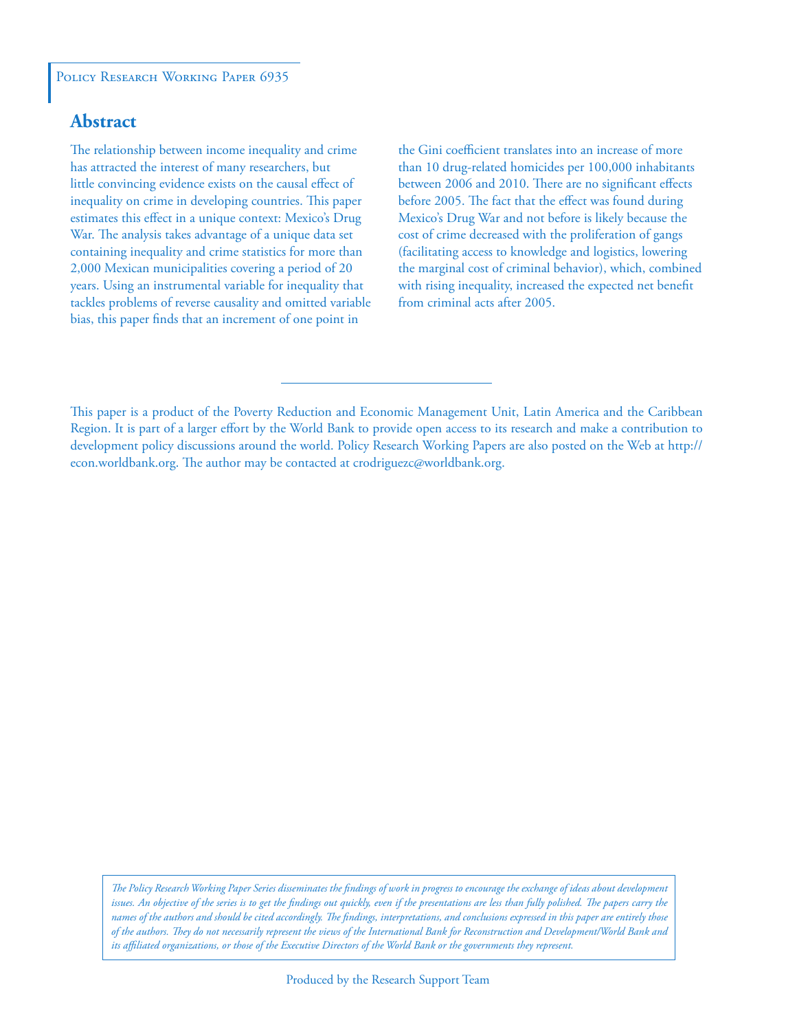Policy Research Working Paper 6935

## Abstract

The relationship between income inequality and crime has attracted the interest of many researchers, but little convincing evidence exists on the causal effect of inequality on crime in developing countries. This paper estimates this effect in a unique context: Mexico's Drug War. The analysis takes advantage of a unique data set containing inequality and crime statistics for more than 2,000 Mexican municipalities covering a period of 20 years. Using an instrumental variable for inequality that tackles problems of reverse causality and omitted variable bias, this paper finds that an increment of one point in the Gini coefficient translates into an increase of more than 10 drug-related homicides per 100,000 inhabitants between 2006 and 2010. There are no significant effects before 2005. The fact that the effect was found during Mexico's Drug War and not before is likely because the cost of crime decreased with the proliferation of gangs (facilitating access to knowledge and logistics, lowering the marginal cost of criminal behavior), which, combined with rising inequality, increased the expected net benefit from criminal acts after 2005.

This paper is a product of the Poverty Reduction and Economic Management Unit, Latin America and the Caribbean Region. It is part of a larger effort by the World Bank to provide open access to its research and make a contribution to development policy discussions around the world. Policy Research Working Papers are also posted on the Web at http://econ.worldbank.org. The author may be contacted at crodriguezc@worldbank.org.

*The Policy Research Working Paper Series disseminates the findings of work in progress to encourage the exchange of ideas about development issues. An objective of the series is to get the findings out quickly, even if the presentations are less than fully polished. The papers carry the names of the authors and should be cited accordingly. The findings, interpretations, and conclusions expressed in this paper are entirely those of the authors. They do not necessarily represent the views of the International Bank for Reconstruction and Development/World Bank and its affiliated organizations, or those of the Executive Directors of the World Bank or the governments they represent.*

Produced by the Research Support Team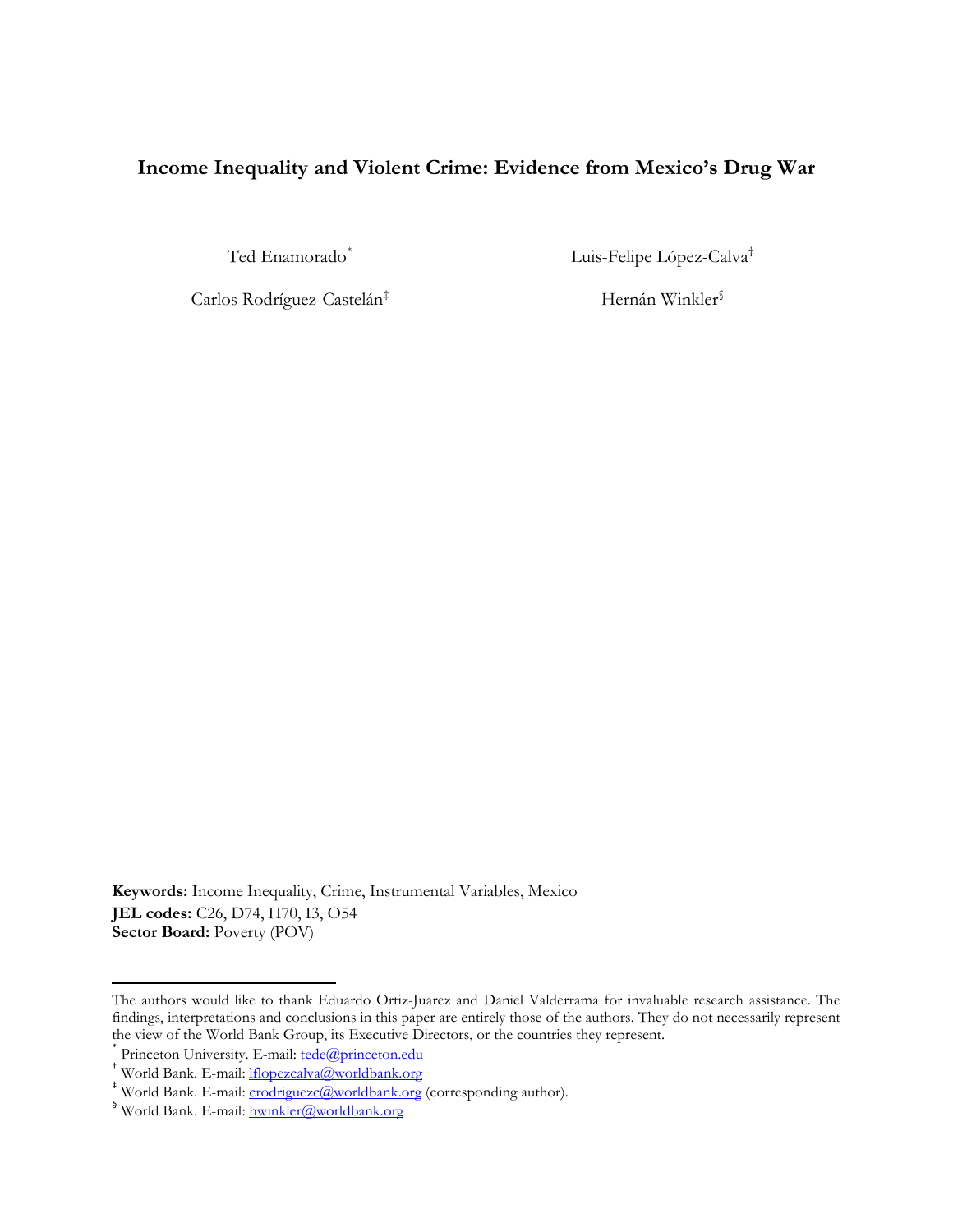# Income Inequality and Violent Crime: Evidence from Mexico's Drug War

Ted Enamorado[*]

Luis-Felipe López-Calva[†]

Carlos Rodríguez-Castelán[‡]

Hernán Winkler[§]

**Keywords:** Income Inequality, Crime, Instrumental Variables, Mexico
**JEL codes:** C26, D74, H70, I3, O54
**Sector Board:** Poverty (POV)

---

The authors would like to thank Eduardo Ortiz-Juarez and Daniel Valderrama for invaluable research assistance. The findings, interpretations and conclusions in this paper are entirely those of the authors. They do not necessarily represent the view of the World Bank Group, its Executive Directors, or the countries they represent.

[*] Princeton University. E-mail: tede@princeton.edu

[†] World Bank. E-mail: lflopezcalva@worldbank.org

[‡] World Bank. E-mail: crodriguezc@worldbank.org (corresponding author).

[§] World Bank. E-mail: hwinkler@worldbank.org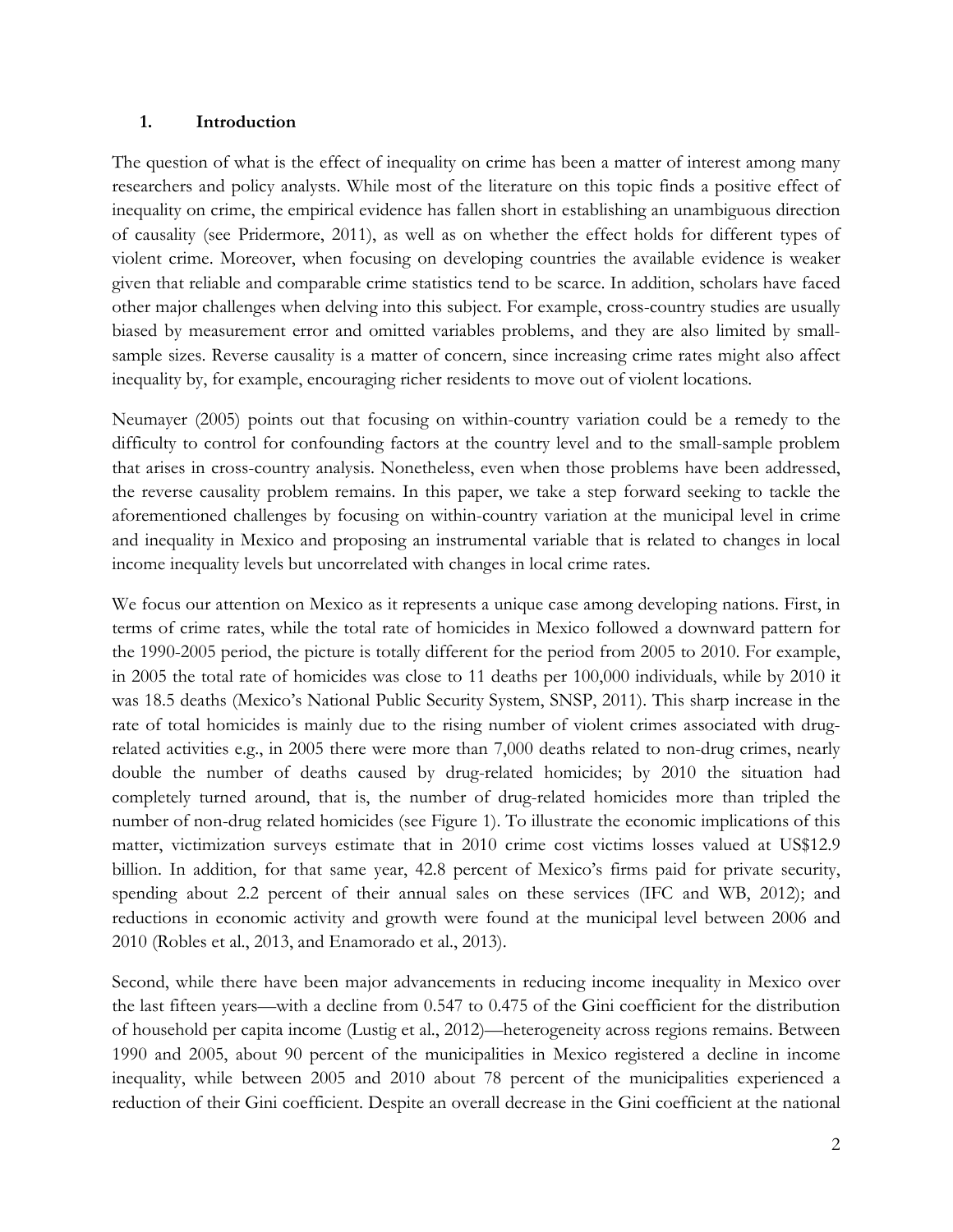## 1. Introduction

The question of what is the effect of inequality on crime has been a matter of interest among many researchers and policy analysts. While most of the literature on this topic finds a positive effect of inequality on crime, the empirical evidence has fallen short in establishing an unambiguous direction of causality (see Pridermore, 2011), as well as on whether the effect holds for different types of violent crime. Moreover, when focusing on developing countries the available evidence is weaker given that reliable and comparable crime statistics tend to be scarce. In addition, scholars have faced other major challenges when delving into this subject. For example, cross-country studies are usually biased by measurement error and omitted variables problems, and they are also limited by small-sample sizes. Reverse causality is a matter of concern, since increasing crime rates might also affect inequality by, for example, encouraging richer residents to move out of violent locations.

Neumayer (2005) points out that focusing on within-country variation could be a remedy to the difficulty to control for confounding factors at the country level and to the small-sample problem that arises in cross-country analysis. Nonetheless, even when those problems have been addressed, the reverse causality problem remains. In this paper, we take a step forward seeking to tackle the aforementioned challenges by focusing on within-country variation at the municipal level in crime and inequality in Mexico and proposing an instrumental variable that is related to changes in local income inequality levels but uncorrelated with changes in local crime rates.

We focus our attention on Mexico as it represents a unique case among developing nations. First, in terms of crime rates, while the total rate of homicides in Mexico followed a downward pattern for the 1990-2005 period, the picture is totally different for the period from 2005 to 2010. For example, in 2005 the total rate of homicides was close to 11 deaths per 100,000 individuals, while by 2010 it was 18.5 deaths (Mexico's National Public Security System, SNSP, 2011). This sharp increase in the rate of total homicides is mainly due to the rising number of violent crimes associated with drug-related activities e.g., in 2005 there were more than 7,000 deaths related to non-drug crimes, nearly double the number of deaths caused by drug-related homicides; by 2010 the situation had completely turned around, that is, the number of drug-related homicides more than tripled the number of non-drug related homicides (see Figure 1). To illustrate the economic implications of this matter, victimization surveys estimate that in 2010 crime cost victims losses valued at US$12.9 billion. In addition, for that same year, 42.8 percent of Mexico's firms paid for private security, spending about 2.2 percent of their annual sales on these services (IFC and WB, 2012); and reductions in economic activity and growth were found at the municipal level between 2006 and 2010 (Robles et al., 2013, and Enamorado et al., 2013).

Second, while there have been major advancements in reducing income inequality in Mexico over the last fifteen years—with a decline from 0.547 to 0.475 of the Gini coefficient for the distribution of household per capita income (Lustig et al., 2012)—heterogeneity across regions remains. Between 1990 and 2005, about 90 percent of the municipalities in Mexico registered a decline in income inequality, while between 2005 and 2010 about 78 percent of the municipalities experienced a reduction of their Gini coefficient. Despite an overall decrease in the Gini coefficient at the national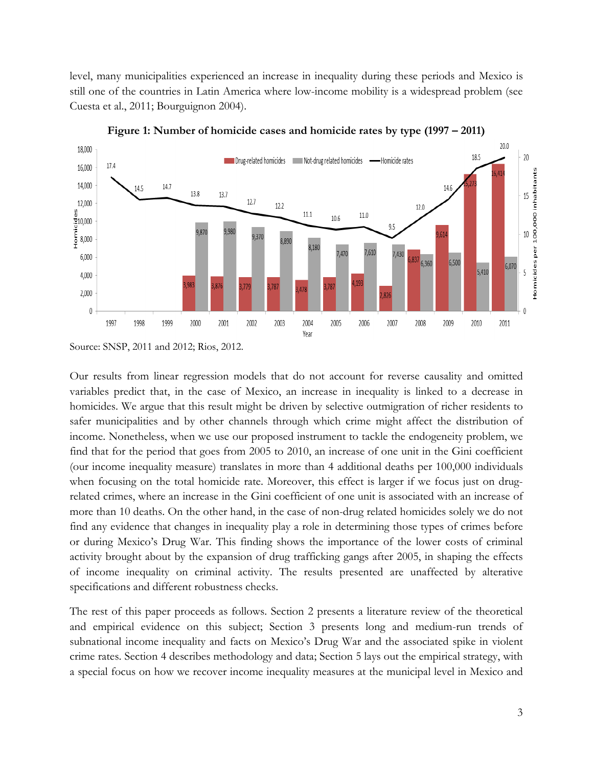level, many municipalities experienced an increase in inequality during these periods and Mexico is still one of the countries in Latin America where low-income mobility is a widespread problem (see Cuesta et al., 2011; Bourguignon 2004).

**Figure 1: Number of homicide cases and homicide rates by type (1997 – 2011)**

Source: SNSP, 2011 and 2012; Rios, 2012.

Our results from linear regression models that do not account for reverse causality and omitted variables predict that, in the case of Mexico, an increase in inequality is linked to a decrease in homicides. We argue that this result might be driven by selective outmigration of richer residents to safer municipalities and by other channels through which crime might affect the distribution of income. Nonetheless, when we use our proposed instrument to tackle the endogeneity problem, we find that for the period that goes from 2005 to 2010, an increase of one unit in the Gini coefficient (our income inequality measure) translates in more than 4 additional deaths per 100,000 individuals when focusing on the total homicide rate. Moreover, this effect is larger if we focus just on drug-related crimes, where an increase in the Gini coefficient of one unit is associated with an increase of more than 10 deaths. On the other hand, in the case of non-drug related homicides solely we do not find any evidence that changes in inequality play a role in determining those types of crimes before or during Mexico's Drug War. This finding shows the importance of the lower costs of criminal activity brought about by the expansion of drug trafficking gangs after 2005, in shaping the effects of income inequality on criminal activity. The results presented are unaffected by alterative specifications and different robustness checks.

The rest of this paper proceeds as follows. Section 2 presents a literature review of the theoretical and empirical evidence on this subject; Section 3 presents long and medium-run trends of subnational income inequality and facts on Mexico's Drug War and the associated spike in violent crime rates. Section 4 describes methodology and data; Section 5 lays out the empirical strategy, with a special focus on how we recover income inequality measures at the municipal level in Mexico and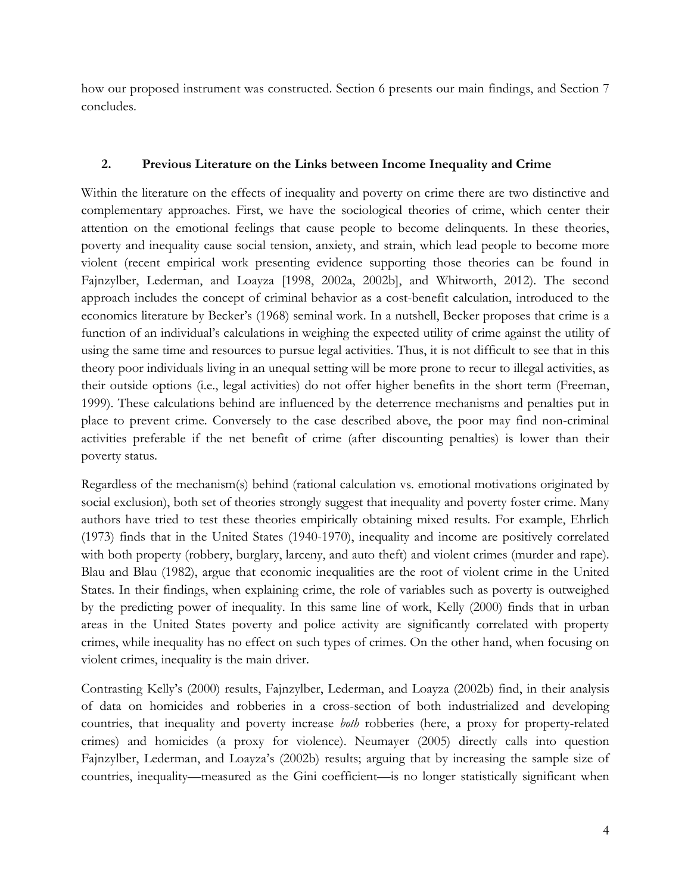how our proposed instrument was constructed. Section 6 presents our main findings, and Section 7 concludes.

## 2. Previous Literature on the Links between Income Inequality and Crime

Within the literature on the effects of inequality and poverty on crime there are two distinctive and complementary approaches. First, we have the sociological theories of crime, which center their attention on the emotional feelings that cause people to become delinquents. In these theories, poverty and inequality cause social tension, anxiety, and strain, which lead people to become more violent (recent empirical work presenting evidence supporting those theories can be found in Fajnzylber, Lederman, and Loayza [1998, 2002a, 2002b], and Whitworth, 2012). The second approach includes the concept of criminal behavior as a cost-benefit calculation, introduced to the economics literature by Becker's (1968) seminal work. In a nutshell, Becker proposes that crime is a function of an individual's calculations in weighing the expected utility of crime against the utility of using the same time and resources to pursue legal activities. Thus, it is not difficult to see that in this theory poor individuals living in an unequal setting will be more prone to recur to illegal activities, as their outside options (i.e., legal activities) do not offer higher benefits in the short term (Freeman, 1999). These calculations behind are influenced by the deterrence mechanisms and penalties put in place to prevent crime. Conversely to the case described above, the poor may find non-criminal activities preferable if the net benefit of crime (after discounting penalties) is lower than their poverty status.

Regardless of the mechanism(s) behind (rational calculation vs. emotional motivations originated by social exclusion), both set of theories strongly suggest that inequality and poverty foster crime. Many authors have tried to test these theories empirically obtaining mixed results. For example, Ehrlich (1973) finds that in the United States (1940-1970), inequality and income are positively correlated with both property (robbery, burglary, larceny, and auto theft) and violent crimes (murder and rape). Blau and Blau (1982), argue that economic inequalities are the root of violent crime in the United States. In their findings, when explaining crime, the role of variables such as poverty is outweighed by the predicting power of inequality. In this same line of work, Kelly (2000) finds that in urban areas in the United States poverty and police activity are significantly correlated with property crimes, while inequality has no effect on such types of crimes. On the other hand, when focusing on violent crimes, inequality is the main driver.

Contrasting Kelly's (2000) results, Fajnzylber, Lederman, and Loayza (2002b) find, in their analysis of data on homicides and robberies in a cross-section of both industrialized and developing countries, that inequality and poverty increase *both* robberies (here, a proxy for property-related crimes) and homicides (a proxy for violence). Neumayer (2005) directly calls into question Fajnzylber, Lederman, and Loayza's (2002b) results; arguing that by increasing the sample size of countries, inequality—measured as the Gini coefficient—is no longer statistically significant when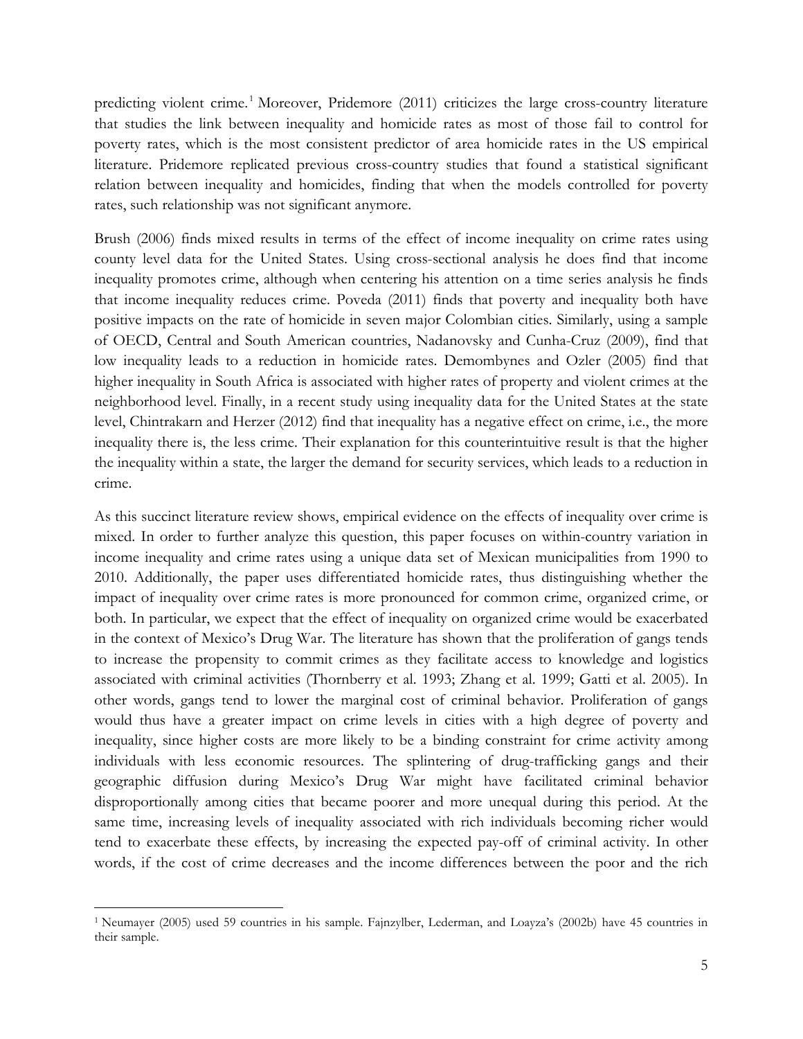predicting violent crime.[1] Moreover, Pridemore (2011) criticizes the large cross-country literature that studies the link between inequality and homicide rates as most of those fail to control for poverty rates, which is the most consistent predictor of area homicide rates in the US empirical literature. Pridemore replicated previous cross-country studies that found a statistical significant relation between inequality and homicides, finding that when the models controlled for poverty rates, such relationship was not significant anymore.

Brush (2006) finds mixed results in terms of the effect of income inequality on crime rates using county level data for the United States. Using cross-sectional analysis he does find that income inequality promotes crime, although when centering his attention on a time series analysis he finds that income inequality reduces crime. Poveda (2011) finds that poverty and inequality both have positive impacts on the rate of homicide in seven major Colombian cities. Similarly, using a sample of OECD, Central and South American countries, Nadanovsky and Cunha-Cruz (2009), find that low inequality leads to a reduction in homicide rates. Demombynes and Ozler (2005) find that higher inequality in South Africa is associated with higher rates of property and violent crimes at the neighborhood level. Finally, in a recent study using inequality data for the United States at the state level, Chintrakarn and Herzer (2012) find that inequality has a negative effect on crime, i.e., the more inequality there is, the less crime. Their explanation for this counterintuitive result is that the higher the inequality within a state, the larger the demand for security services, which leads to a reduction in crime.

As this succinct literature review shows, empirical evidence on the effects of inequality over crime is mixed. In order to further analyze this question, this paper focuses on within-country variation in income inequality and crime rates using a unique data set of Mexican municipalities from 1990 to 2010. Additionally, the paper uses differentiated homicide rates, thus distinguishing whether the impact of inequality over crime rates is more pronounced for common crime, organized crime, or both. In particular, we expect that the effect of inequality on organized crime would be exacerbated in the context of Mexico's Drug War. The literature has shown that the proliferation of gangs tends to increase the propensity to commit crimes as they facilitate access to knowledge and logistics associated with criminal activities (Thornberry et al. 1993; Zhang et al. 1999; Gatti et al. 2005). In other words, gangs tend to lower the marginal cost of criminal behavior. Proliferation of gangs would thus have a greater impact on crime levels in cities with a high degree of poverty and inequality, since higher costs are more likely to be a binding constraint for crime activity among individuals with less economic resources. The splintering of drug-trafficking gangs and their geographic diffusion during Mexico's Drug War might have facilitated criminal behavior disproportionally among cities that became poorer and more unequal during this period. At the same time, increasing levels of inequality associated with rich individuals becoming richer would tend to exacerbate these effects, by increasing the expected pay-off of criminal activity. In other words, if the cost of crime decreases and the income differences between the poor and the rich

[1] Neumayer (2005) used 59 countries in his sample. Fajnzylber, Lederman, and Loayza's (2002b) have 45 countries in their sample.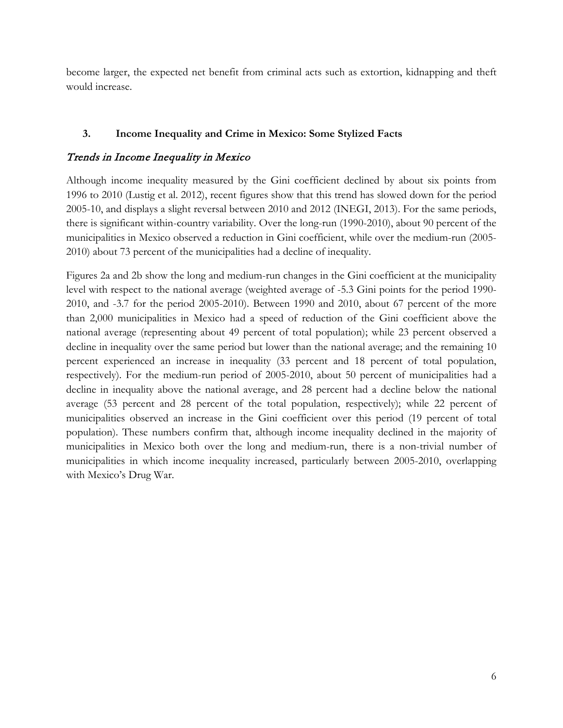become larger, the expected net benefit from criminal acts such as extortion, kidnapping and theft would increase.

## 3. Income Inequality and Crime in Mexico: Some Stylized Facts

### *Trends in Income Inequality in Mexico*

Although income inequality measured by the Gini coefficient declined by about six points from 1996 to 2010 (Lustig et al. 2012), recent figures show that this trend has slowed down for the period 2005-10, and displays a slight reversal between 2010 and 2012 (INEGI, 2013). For the same periods, there is significant within-country variability. Over the long-run (1990-2010), about 90 percent of the municipalities in Mexico observed a reduction in Gini coefficient, while over the medium-run (2005-2010) about 73 percent of the municipalities had a decline of inequality.

Figures 2a and 2b show the long and medium-run changes in the Gini coefficient at the municipality level with respect to the national average (weighted average of -5.3 Gini points for the period 1990-2010, and -3.7 for the period 2005-2010). Between 1990 and 2010, about 67 percent of the more than 2,000 municipalities in Mexico had a speed of reduction of the Gini coefficient above the national average (representing about 49 percent of total population); while 23 percent observed a decline in inequality over the same period but lower than the national average; and the remaining 10 percent experienced an increase in inequality (33 percent and 18 percent of total population, respectively). For the medium-run period of 2005-2010, about 50 percent of municipalities had a decline in inequality above the national average, and 28 percent had a decline below the national average (53 percent and 28 percent of the total population, respectively); while 22 percent of municipalities observed an increase in the Gini coefficient over this period (19 percent of total population). These numbers confirm that, although income inequality declined in the majority of municipalities in Mexico both over the long and medium-run, there is a non-trivial number of municipalities in which income inequality increased, particularly between 2005-2010, overlapping with Mexico's Drug War.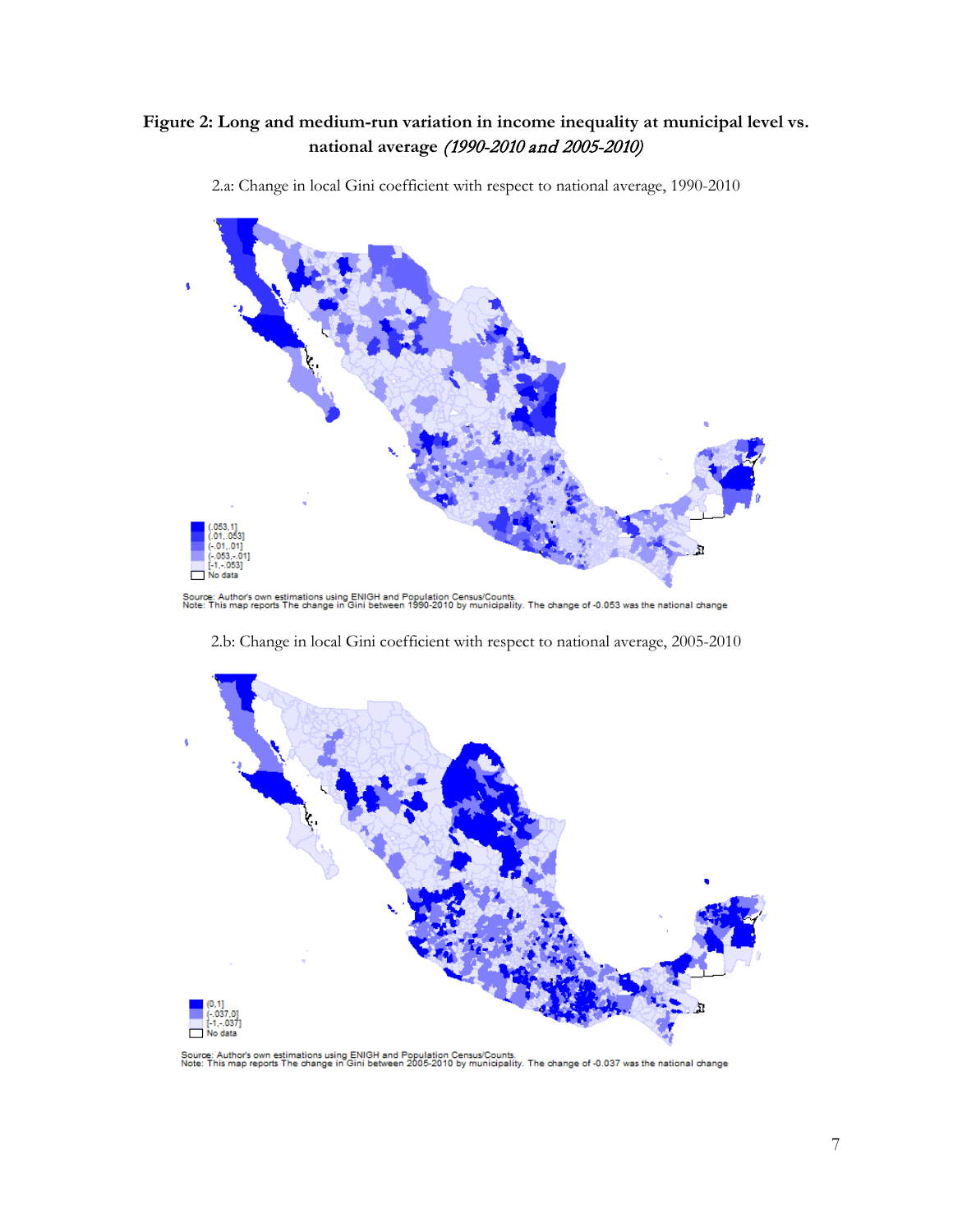**Figure 2: Long and medium-run variation in income inequality at municipal level vs. national average** *(1990-2010 and 2005-2010)*

2.a: Change in local Gini coefficient with respect to national average, 1990-2010

(.053,1]
(.01,.053]
(-.01,.01]
(-.053,-.01]
[-1,-.053]
No data

Source: Author's own estimations using ENIGH and Population Census/Counts.
Note: This map reports The change in Gini between 1990-2010 by municipality. The change of -0.053 was the national change

2.b: Change in local Gini coefficient with respect to national average, 2005-2010

(0,1]
(-.037,0]
[-1,-.037]
No data

Source: Author's own estimations using ENIGH and Population Census/Counts.
Note: This map reports The change in Gini between 2005-2010 by municipality. The change of -0.037 was the national change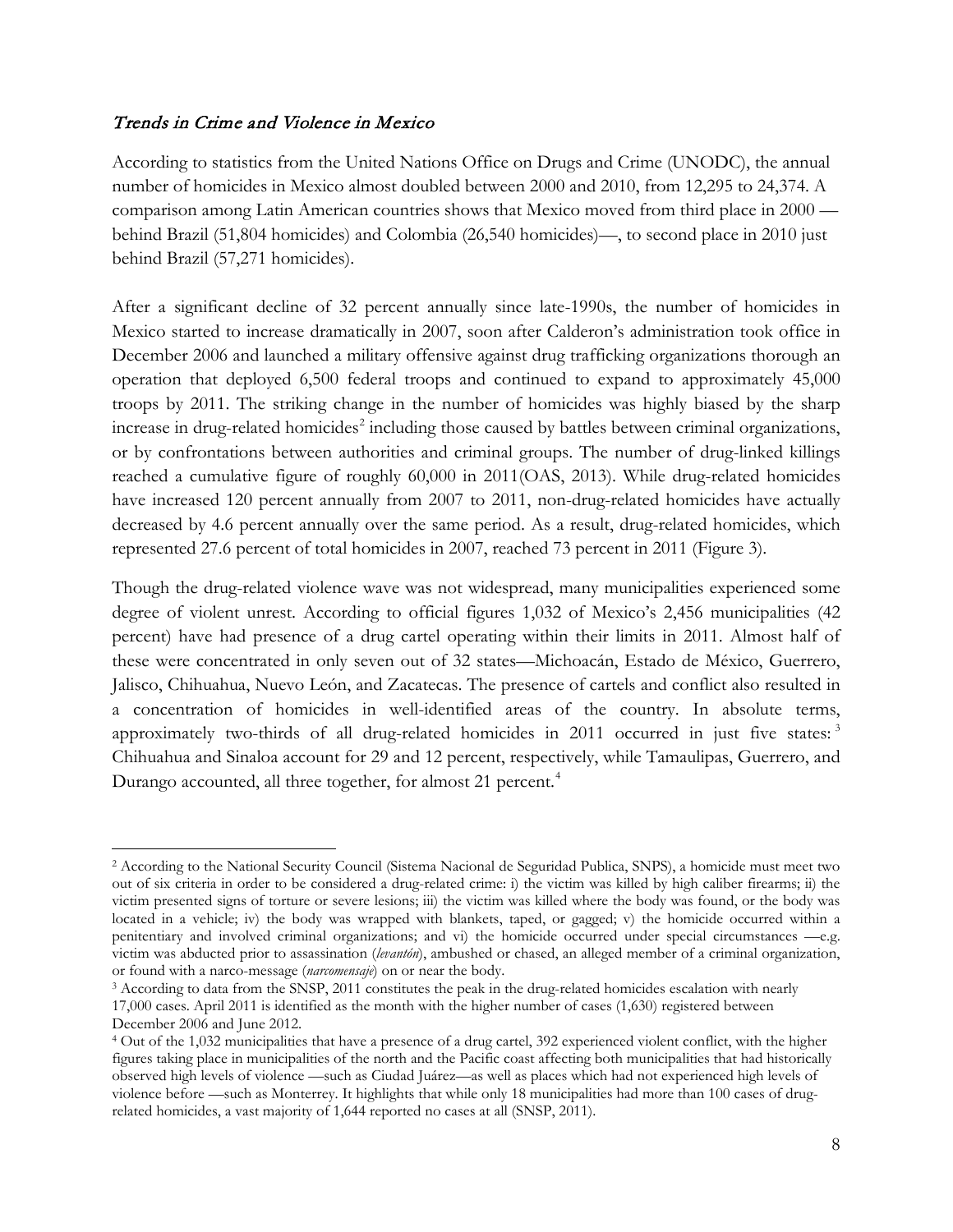### *Trends in Crime and Violence in Mexico*

According to statistics from the United Nations Office on Drugs and Crime (UNODC), the annual number of homicides in Mexico almost doubled between 2000 and 2010, from 12,295 to 24,374. A comparison among Latin American countries shows that Mexico moved from third place in 2000 —behind Brazil (51,804 homicides) and Colombia (26,540 homicides)—, to second place in 2010 just behind Brazil (57,271 homicides).

After a significant decline of 32 percent annually since late-1990s, the number of homicides in Mexico started to increase dramatically in 2007, soon after Calderon's administration took office in December 2006 and launched a military offensive against drug trafficking organizations thorough an operation that deployed 6,500 federal troops and continued to expand to approximately 45,000 troops by 2011. The striking change in the number of homicides was highly biased by the sharp increase in drug-related homicides[2] including those caused by battles between criminal organizations, or by confrontations between authorities and criminal groups. The number of drug-linked killings reached a cumulative figure of roughly 60,000 in 2011(OAS, 2013). While drug-related homicides have increased 120 percent annually from 2007 to 2011, non-drug-related homicides have actually decreased by 4.6 percent annually over the same period. As a result, drug-related homicides, which represented 27.6 percent of total homicides in 2007, reached 73 percent in 2011 (Figure 3).

Though the drug-related violence wave was not widespread, many municipalities experienced some degree of violent unrest. According to official figures 1,032 of Mexico's 2,456 municipalities (42 percent) have had presence of a drug cartel operating within their limits in 2011. Almost half of these were concentrated in only seven out of 32 states—Michoacán, Estado de México, Guerrero, Jalisco, Chihuahua, Nuevo León, and Zacatecas. The presence of cartels and conflict also resulted in a concentration of homicides in well-identified areas of the country. In absolute terms, approximately two-thirds of all drug-related homicides in 2011 occurred in just five states:[3] Chihuahua and Sinaloa account for 29 and 12 percent, respectively, while Tamaulipas, Guerrero, and Durango accounted, all three together, for almost 21 percent.[4]

---

[2] According to the National Security Council (Sistema Nacional de Seguridad Publica, SNPS), a homicide must meet two out of six criteria in order to be considered a drug-related crime: i) the victim was killed by high caliber firearms; ii) the victim presented signs of torture or severe lesions; iii) the victim was killed where the body was found, or the body was located in a vehicle; iv) the body was wrapped with blankets, taped, or gagged; v) the homicide occurred within a penitentiary and involved criminal organizations; and vi) the homicide occurred under special circumstances —e.g. victim was abducted prior to assassination (*levantón*), ambushed or chased, an alleged member of a criminal organization, or found with a narco-message (*narcomensaje*) on or near the body.

[3] According to data from the SNSP, 2011 constitutes the peak in the drug-related homicides escalation with nearly 17,000 cases. April 2011 is identified as the month with the higher number of cases (1,630) registered between December 2006 and June 2012.

[4] Out of the 1,032 municipalities that have a presence of a drug cartel, 392 experienced violent conflict, with the higher figures taking place in municipalities of the north and the Pacific coast affecting both municipalities that had historically observed high levels of violence —such as Ciudad Juárez—as well as places which had not experienced high levels of violence before —such as Monterrey. It highlights that while only 18 municipalities had more than 100 cases of drug-related homicides, a vast majority of 1,644 reported no cases at all (SNSP, 2011).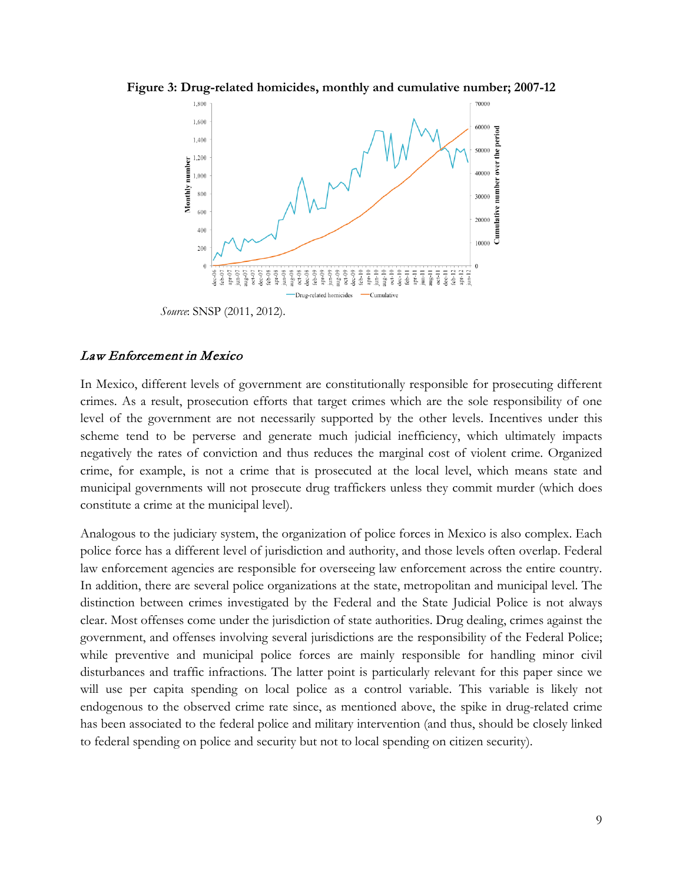**Figure 3: Drug-related homicides, monthly and cumulative number; 2007-12**

*Source*: SNSP (2011, 2012).

### *Law Enforcement in Mexico*

In Mexico, different levels of government are constitutionally responsible for prosecuting different crimes. As a result, prosecution efforts that target crimes which are the sole responsibility of one level of the government are not necessarily supported by the other levels. Incentives under this scheme tend to be perverse and generate much judicial inefficiency, which ultimately impacts negatively the rates of conviction and thus reduces the marginal cost of violent crime. Organized crime, for example, is not a crime that is prosecuted at the local level, which means state and municipal governments will not prosecute drug traffickers unless they commit murder (which does constitute a crime at the municipal level).

Analogous to the judiciary system, the organization of police forces in Mexico is also complex. Each police force has a different level of jurisdiction and authority, and those levels often overlap. Federal law enforcement agencies are responsible for overseeing law enforcement across the entire country. In addition, there are several police organizations at the state, metropolitan and municipal level. The distinction between crimes investigated by the Federal and the State Judicial Police is not always clear. Most offenses come under the jurisdiction of state authorities. Drug dealing, crimes against the government, and offenses involving several jurisdictions are the responsibility of the Federal Police; while preventive and municipal police forces are mainly responsible for handling minor civil disturbances and traffic infractions. The latter point is particularly relevant for this paper since we will use per capita spending on local police as a control variable. This variable is likely not endogenous to the observed crime rate since, as mentioned above, the spike in drug-related crime has been associated to the federal police and military intervention (and thus, should be closely linked to federal spending on police and security but not to local spending on citizen security).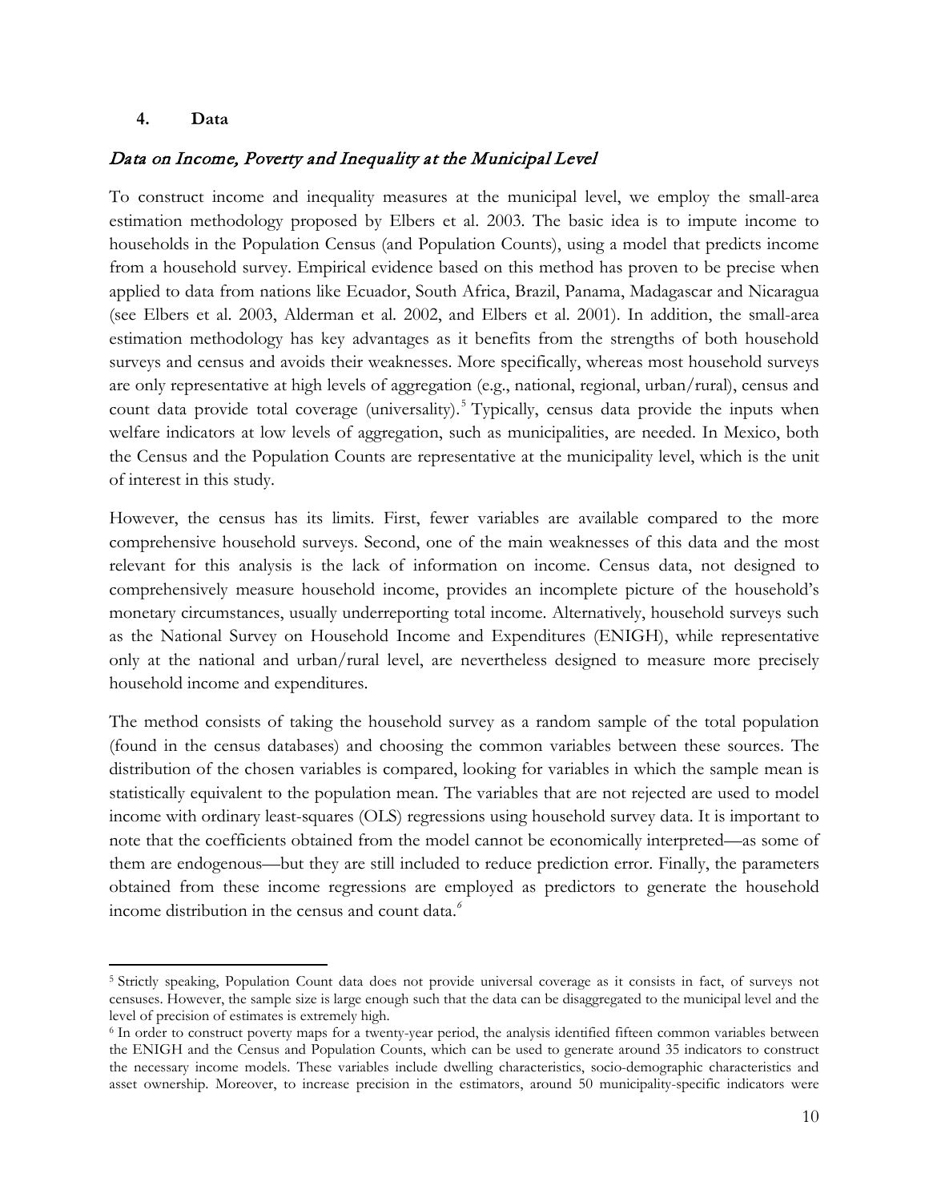## 4. Data

### *Data on Income, Poverty and Inequality at the Municipal Level*

To construct income and inequality measures at the municipal level, we employ the small-area estimation methodology proposed by Elbers et al. 2003. The basic idea is to impute income to households in the Population Census (and Population Counts), using a model that predicts income from a household survey. Empirical evidence based on this method has proven to be precise when applied to data from nations like Ecuador, South Africa, Brazil, Panama, Madagascar and Nicaragua (see Elbers et al. 2003, Alderman et al. 2002, and Elbers et al. 2001). In addition, the small-area estimation methodology has key advantages as it benefits from the strengths of both household surveys and census and avoids their weaknesses. More specifically, whereas most household surveys are only representative at high levels of aggregation (e.g., national, regional, urban/rural), census and count data provide total coverage (universality).[5] Typically, census data provide the inputs when welfare indicators at low levels of aggregation, such as municipalities, are needed. In Mexico, both the Census and the Population Counts are representative at the municipality level, which is the unit of interest in this study.

However, the census has its limits. First, fewer variables are available compared to the more comprehensive household surveys. Second, one of the main weaknesses of this data and the most relevant for this analysis is the lack of information on income. Census data, not designed to comprehensively measure household income, provides an incomplete picture of the household's monetary circumstances, usually underreporting total income. Alternatively, household surveys such as the National Survey on Household Income and Expenditures (ENIGH), while representative only at the national and urban/rural level, are nevertheless designed to measure more precisely household income and expenditures.

The method consists of taking the household survey as a random sample of the total population (found in the census databases) and choosing the common variables between these sources. The distribution of the chosen variables is compared, looking for variables in which the sample mean is statistically equivalent to the population mean. The variables that are not rejected are used to model income with ordinary least-squares (OLS) regressions using household survey data. It is important to note that the coefficients obtained from the model cannot be economically interpreted—as some of them are endogenous—but they are still included to reduce prediction error. Finally, the parameters obtained from these income regressions are employed as predictors to generate the household income distribution in the census and count data.[6]

---

[5] Strictly speaking, Population Count data does not provide universal coverage as it consists in fact, of surveys not censuses. However, the sample size is large enough such that the data can be disaggregated to the municipal level and the level of precision of estimates is extremely high.

[6] In order to construct poverty maps for a twenty-year period, the analysis identified fifteen common variables between the ENIGH and the Census and Population Counts, which can be used to generate around 35 indicators to construct the necessary income models. These variables include dwelling characteristics, socio-demographic characteristics and asset ownership. Moreover, to increase precision in the estimators, around 50 municipality-specific indicators were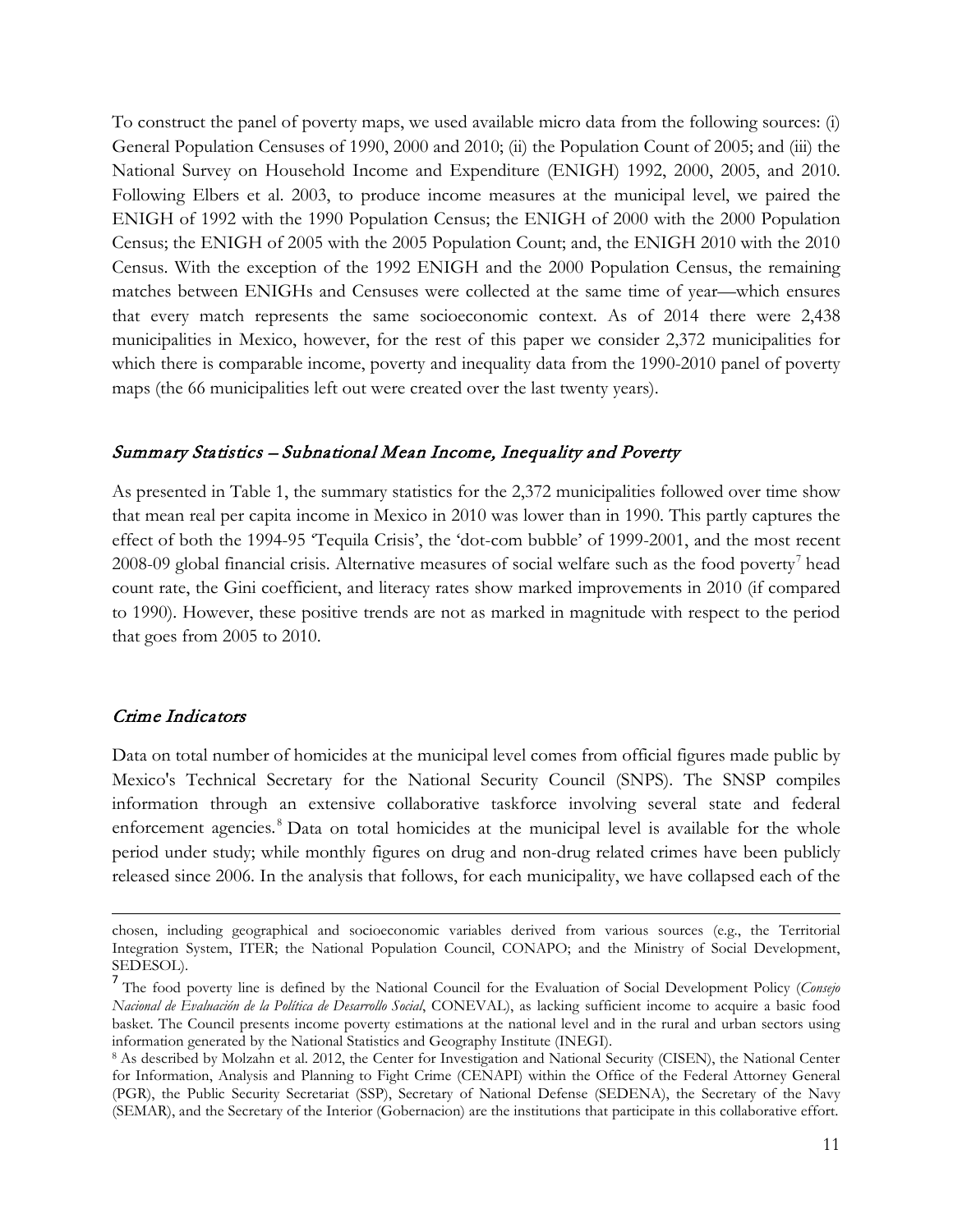To construct the panel of poverty maps, we used available micro data from the following sources: (i) General Population Censuses of 1990, 2000 and 2010; (ii) the Population Count of 2005; and (iii) the National Survey on Household Income and Expenditure (ENIGH) 1992, 2000, 2005, and 2010. Following Elbers et al. 2003, to produce income measures at the municipal level, we paired the ENIGH of 1992 with the 1990 Population Census; the ENIGH of 2000 with the 2000 Population Census; the ENIGH of 2005 with the 2005 Population Count; and, the ENIGH 2010 with the 2010 Census. With the exception of the 1992 ENIGH and the 2000 Population Census, the remaining matches between ENIGHs and Censuses were collected at the same time of year—which ensures that every match represents the same socioeconomic context. As of 2014 there were 2,438 municipalities in Mexico, however, for the rest of this paper we consider 2,372 municipalities for which there is comparable income, poverty and inequality data from the 1990-2010 panel of poverty maps (the 66 municipalities left out were created over the last twenty years).

### *Summary Statistics – Subnational Mean Income, Inequality and Poverty*

As presented in Table 1, the summary statistics for the 2,372 municipalities followed over time show that mean real per capita income in Mexico in 2010 was lower than in 1990. This partly captures the effect of both the 1994-95 'Tequila Crisis', the 'dot-com bubble' of 1999-2001, and the most recent 2008-09 global financial crisis. Alternative measures of social welfare such as the food poverty[7] head count rate, the Gini coefficient, and literacy rates show marked improvements in 2010 (if compared to 1990). However, these positive trends are not as marked in magnitude with respect to the period that goes from 2005 to 2010.

### *Crime Indicators*

Data on total number of homicides at the municipal level comes from official figures made public by Mexico's Technical Secretary for the National Security Council (SNPS). The SNSP compiles information through an extensive collaborative taskforce involving several state and federal enforcement agencies.[8] Data on total homicides at the municipal level is available for the whole period under study; while monthly figures on drug and non-drug related crimes have been publicly released since 2006. In the analysis that follows, for each municipality, we have collapsed each of the

---

chosen, including geographical and socioeconomic variables derived from various sources (e.g., the Territorial Integration System, ITER; the National Population Council, CONAPO; and the Ministry of Social Development, SEDESOL).

[7] The food poverty line is defined by the National Council for the Evaluation of Social Development Policy (*Consejo Nacional de Evaluación de la Política de Desarrollo Social*, CONEVAL), as lacking sufficient income to acquire a basic food basket. The Council presents income poverty estimations at the national level and in the rural and urban sectors using information generated by the National Statistics and Geography Institute (INEGI).

[8] As described by Molzahn et al. 2012, the Center for Investigation and National Security (CISEN), the National Center for Information, Analysis and Planning to Fight Crime (CENAPI) within the Office of the Federal Attorney General (PGR), the Public Security Secretariat (SSP), Secretary of National Defense (SEDENA), the Secretary of the Navy (SEMAR), and the Secretary of the Interior (Gobernacion) are the institutions that participate in this collaborative effort.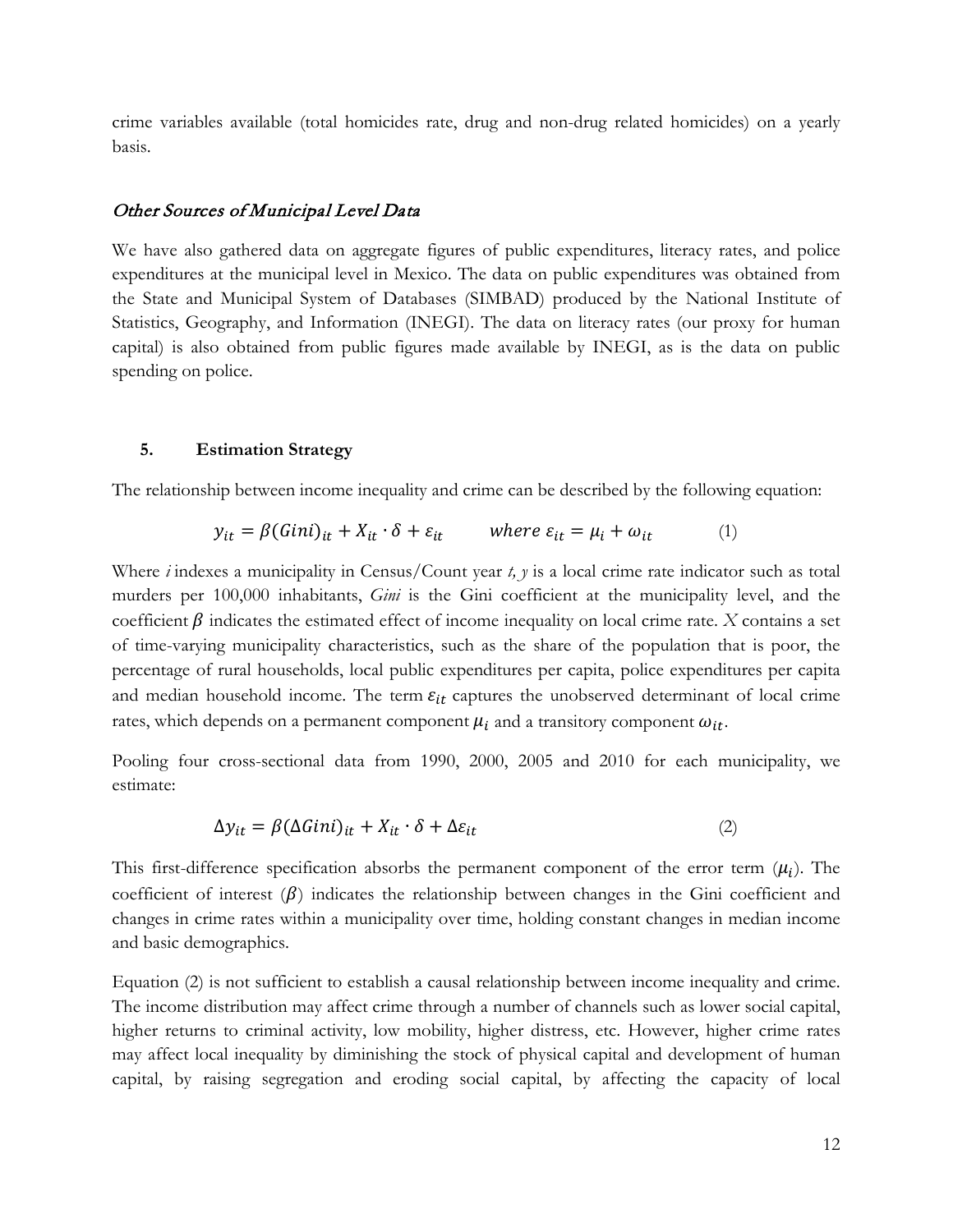crime variables available (total homicides rate, drug and non-drug related homicides) on a yearly basis.

### *Other Sources of Municipal Level Data*

We have also gathered data on aggregate figures of public expenditures, literacy rates, and police expenditures at the municipal level in Mexico. The data on public expenditures was obtained from the State and Municipal System of Databases (SIMBAD) produced by the National Institute of Statistics, Geography, and Information (INEGI). The data on literacy rates (our proxy for human capital) is also obtained from public figures made available by INEGI, as is the data on public spending on police.

## 5. Estimation Strategy

The relationship between income inequality and crime can be described by the following equation:

$$y_{it} = \beta(Gini)_{it} + X_{it} \cdot \delta + \varepsilon_{it} \qquad where\ \varepsilon_{it} = \mu_i + \omega_{it} \tag{1}$$

Where *i* indexes a municipality in Census/Count year *t, y* is a local crime rate indicator such as total murders per 100,000 inhabitants, *Gini* is the Gini coefficient at the municipality level, and the coefficient $\beta$ indicates the estimated effect of income inequality on local crime rate. *X* contains a set of time-varying municipality characteristics, such as the share of the population that is poor, the percentage of rural households, local public expenditures per capita, police expenditures per capita and median household income. The term $\varepsilon_{it}$ captures the unobserved determinant of local crime rates, which depends on a permanent component $\mu_i$ and a transitory component $\omega_{it}$.

Pooling four cross-sectional data from 1990, 2000, 2005 and 2010 for each municipality, we estimate:

$$\Delta y_{it} = \beta(\Delta Gini)_{it} + X_{it} \cdot \delta + \Delta\varepsilon_{it} \tag{2}$$

This first-difference specification absorbs the permanent component of the error term ($\mu_i$). The coefficient of interest ($\beta$) indicates the relationship between changes in the Gini coefficient and changes in crime rates within a municipality over time, holding constant changes in median income and basic demographics.

Equation (2) is not sufficient to establish a causal relationship between income inequality and crime. The income distribution may affect crime through a number of channels such as lower social capital, higher returns to criminal activity, low mobility, higher distress, etc. However, higher crime rates may affect local inequality by diminishing the stock of physical capital and development of human capital, by raising segregation and eroding social capital, by affecting the capacity of local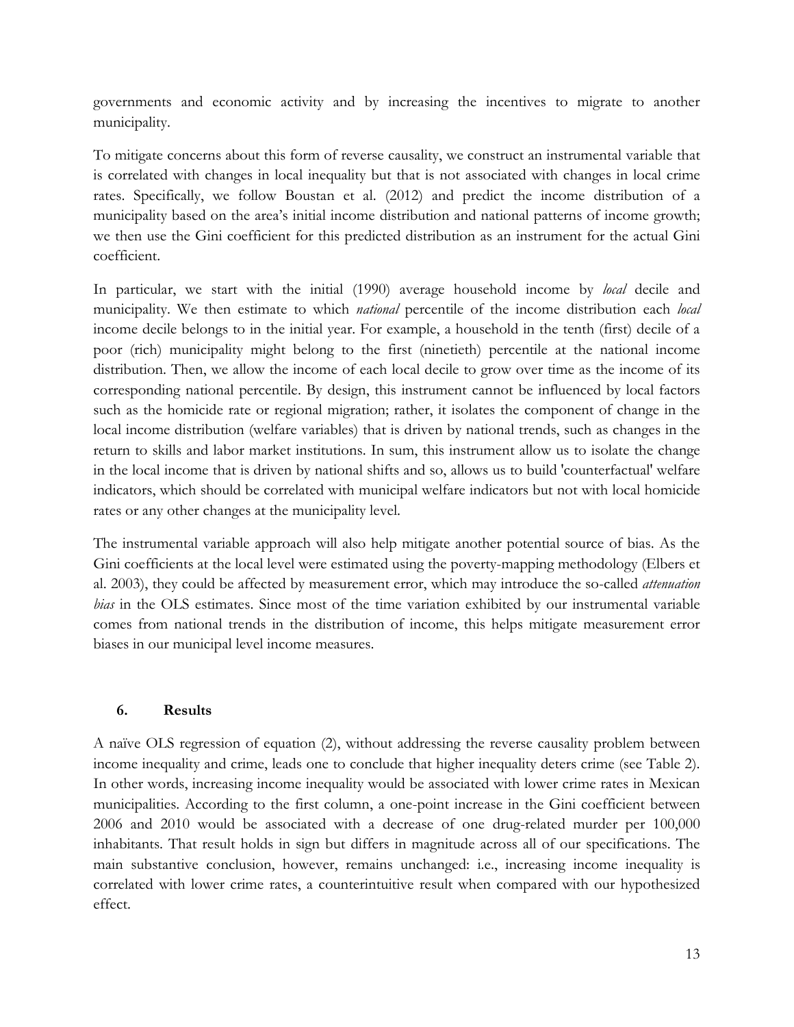governments and economic activity and by increasing the incentives to migrate to another municipality.

To mitigate concerns about this form of reverse causality, we construct an instrumental variable that is correlated with changes in local inequality but that is not associated with changes in local crime rates. Specifically, we follow Boustan et al. (2012) and predict the income distribution of a municipality based on the area's initial income distribution and national patterns of income growth; we then use the Gini coefficient for this predicted distribution as an instrument for the actual Gini coefficient.

In particular, we start with the initial (1990) average household income by *local* decile and municipality. We then estimate to which *national* percentile of the income distribution each *local* income decile belongs to in the initial year. For example, a household in the tenth (first) decile of a poor (rich) municipality might belong to the first (ninetieth) percentile at the national income distribution. Then, we allow the income of each local decile to grow over time as the income of its corresponding national percentile. By design, this instrument cannot be influenced by local factors such as the homicide rate or regional migration; rather, it isolates the component of change in the local income distribution (welfare variables) that is driven by national trends, such as changes in the return to skills and labor market institutions. In sum, this instrument allow us to isolate the change in the local income that is driven by national shifts and so, allows us to build 'counterfactual' welfare indicators, which should be correlated with municipal welfare indicators but not with local homicide rates or any other changes at the municipality level.

The instrumental variable approach will also help mitigate another potential source of bias. As the Gini coefficients at the local level were estimated using the poverty-mapping methodology (Elbers et al. 2003), they could be affected by measurement error, which may introduce the so-called *attenuation bias* in the OLS estimates. Since most of the time variation exhibited by our instrumental variable comes from national trends in the distribution of income, this helps mitigate measurement error biases in our municipal level income measures.

## 6. Results

A naïve OLS regression of equation (2), without addressing the reverse causality problem between income inequality and crime, leads one to conclude that higher inequality deters crime (see Table 2). In other words, increasing income inequality would be associated with lower crime rates in Mexican municipalities. According to the first column, a one-point increase in the Gini coefficient between 2006 and 2010 would be associated with a decrease of one drug-related murder per 100,000 inhabitants. That result holds in sign but differs in magnitude across all of our specifications. The main substantive conclusion, however, remains unchanged: i.e., increasing income inequality is correlated with lower crime rates, a counterintuitive result when compared with our hypothesized effect.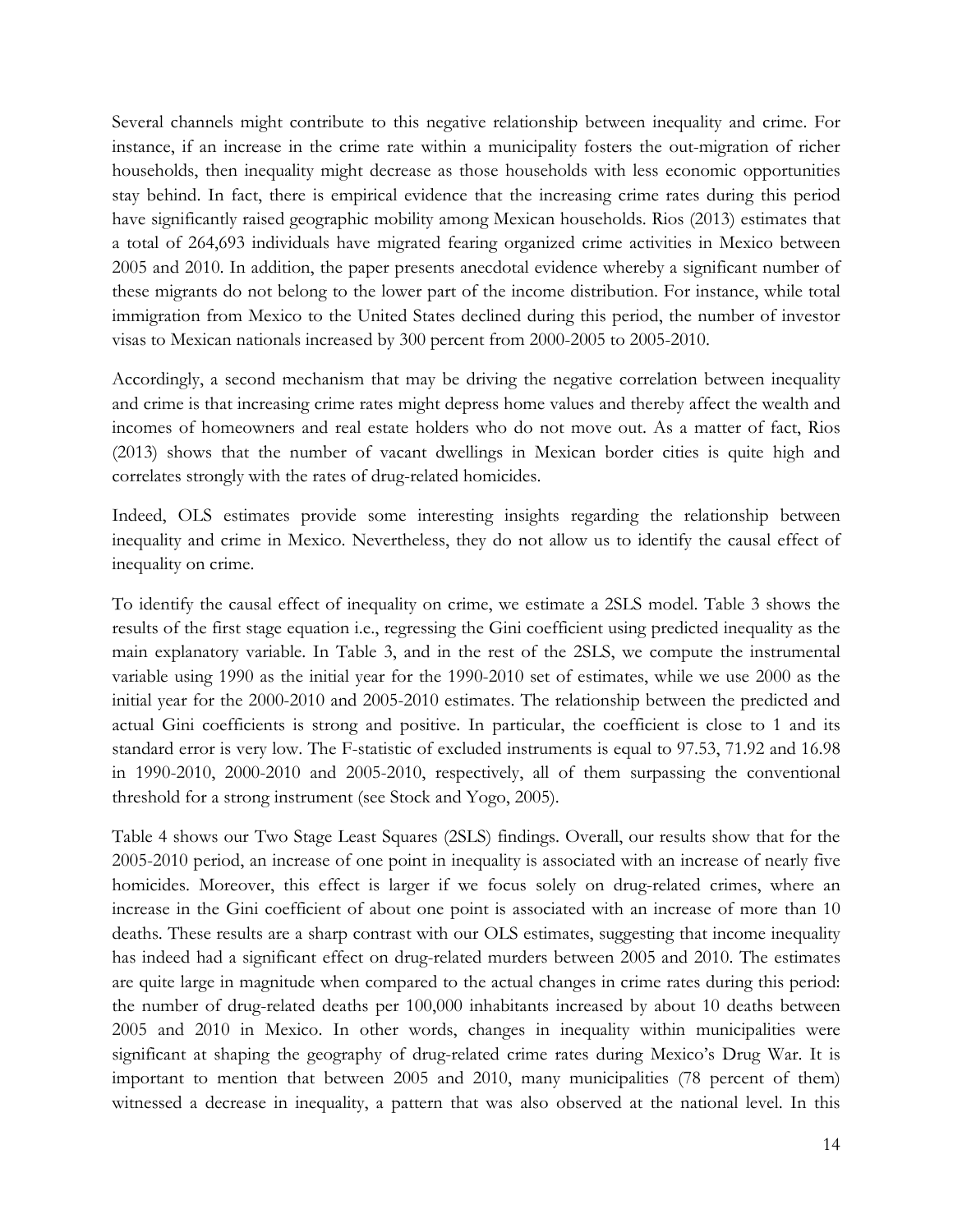Several channels might contribute to this negative relationship between inequality and crime. For instance, if an increase in the crime rate within a municipality fosters the out-migration of richer households, then inequality might decrease as those households with less economic opportunities stay behind. In fact, there is empirical evidence that the increasing crime rates during this period have significantly raised geographic mobility among Mexican households. Rios (2013) estimates that a total of 264,693 individuals have migrated fearing organized crime activities in Mexico between 2005 and 2010. In addition, the paper presents anecdotal evidence whereby a significant number of these migrants do not belong to the lower part of the income distribution. For instance, while total immigration from Mexico to the United States declined during this period, the number of investor visas to Mexican nationals increased by 300 percent from 2000-2005 to 2005-2010.

Accordingly, a second mechanism that may be driving the negative correlation between inequality and crime is that increasing crime rates might depress home values and thereby affect the wealth and incomes of homeowners and real estate holders who do not move out. As a matter of fact, Rios (2013) shows that the number of vacant dwellings in Mexican border cities is quite high and correlates strongly with the rates of drug-related homicides.

Indeed, OLS estimates provide some interesting insights regarding the relationship between inequality and crime in Mexico. Nevertheless, they do not allow us to identify the causal effect of inequality on crime.

To identify the causal effect of inequality on crime, we estimate a 2SLS model. Table 3 shows the results of the first stage equation i.e., regressing the Gini coefficient using predicted inequality as the main explanatory variable. In Table 3, and in the rest of the 2SLS, we compute the instrumental variable using 1990 as the initial year for the 1990-2010 set of estimates, while we use 2000 as the initial year for the 2000-2010 and 2005-2010 estimates. The relationship between the predicted and actual Gini coefficients is strong and positive. In particular, the coefficient is close to 1 and its standard error is very low. The F-statistic of excluded instruments is equal to 97.53, 71.92 and 16.98 in 1990-2010, 2000-2010 and 2005-2010, respectively, all of them surpassing the conventional threshold for a strong instrument (see Stock and Yogo, 2005).

Table 4 shows our Two Stage Least Squares (2SLS) findings. Overall, our results show that for the 2005-2010 period, an increase of one point in inequality is associated with an increase of nearly five homicides. Moreover, this effect is larger if we focus solely on drug-related crimes, where an increase in the Gini coefficient of about one point is associated with an increase of more than 10 deaths. These results are a sharp contrast with our OLS estimates, suggesting that income inequality has indeed had a significant effect on drug-related murders between 2005 and 2010. The estimates are quite large in magnitude when compared to the actual changes in crime rates during this period: the number of drug-related deaths per 100,000 inhabitants increased by about 10 deaths between 2005 and 2010 in Mexico. In other words, changes in inequality within municipalities were significant at shaping the geography of drug-related crime rates during Mexico's Drug War. It is important to mention that between 2005 and 2010, many municipalities (78 percent of them) witnessed a decrease in inequality, a pattern that was also observed at the national level. In this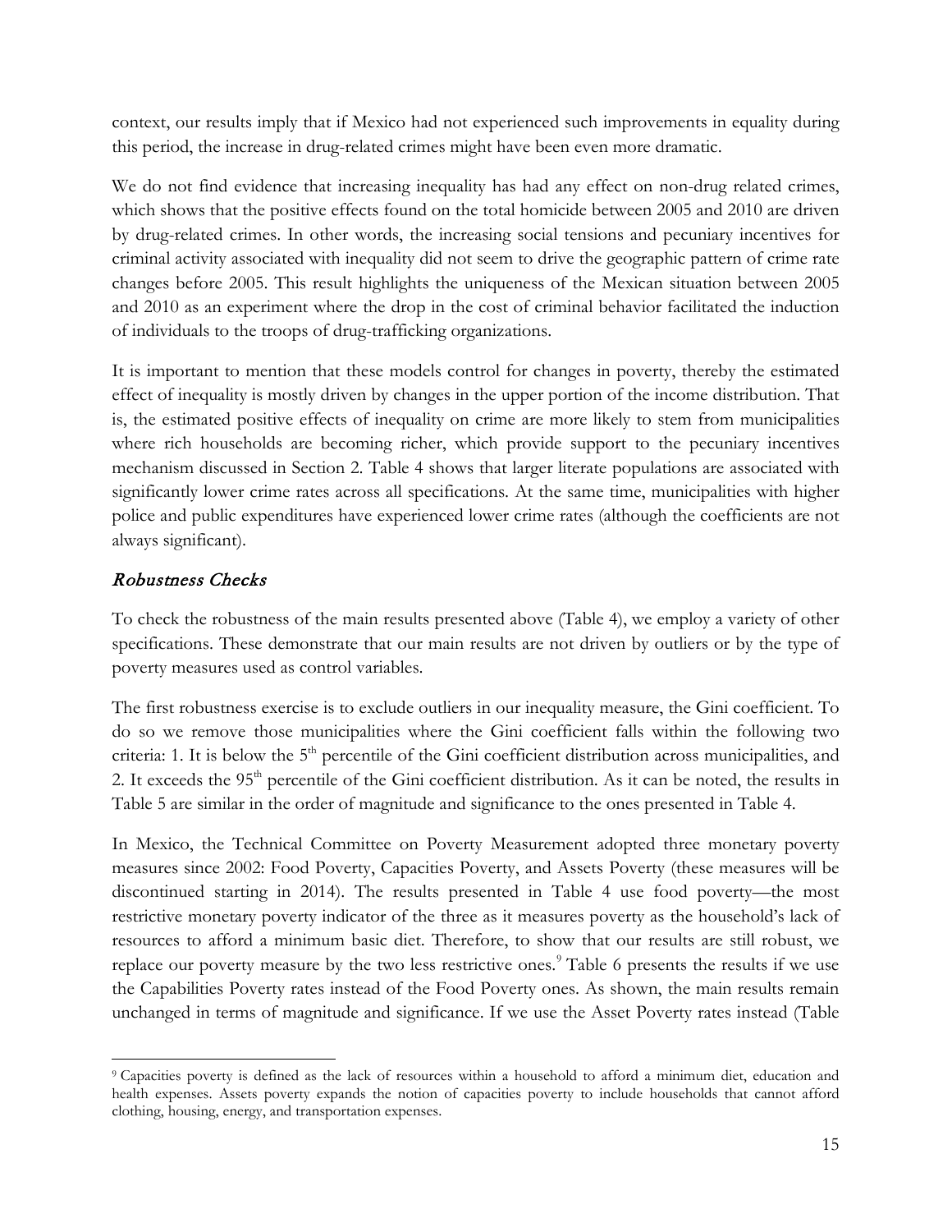context, our results imply that if Mexico had not experienced such improvements in equality during this period, the increase in drug-related crimes might have been even more dramatic.

We do not find evidence that increasing inequality has had any effect on non-drug related crimes, which shows that the positive effects found on the total homicide between 2005 and 2010 are driven by drug-related crimes. In other words, the increasing social tensions and pecuniary incentives for criminal activity associated with inequality did not seem to drive the geographic pattern of crime rate changes before 2005. This result highlights the uniqueness of the Mexican situation between 2005 and 2010 as an experiment where the drop in the cost of criminal behavior facilitated the induction of individuals to the troops of drug-trafficking organizations.

It is important to mention that these models control for changes in poverty, thereby the estimated effect of inequality is mostly driven by changes in the upper portion of the income distribution. That is, the estimated positive effects of inequality on crime are more likely to stem from municipalities where rich households are becoming richer, which provide support to the pecuniary incentives mechanism discussed in Section 2. Table 4 shows that larger literate populations are associated with significantly lower crime rates across all specifications. At the same time, municipalities with higher police and public expenditures have experienced lower crime rates (although the coefficients are not always significant).

## *Robustness Checks*

To check the robustness of the main results presented above (Table 4), we employ a variety of other specifications. These demonstrate that our main results are not driven by outliers or by the type of poverty measures used as control variables.

The first robustness exercise is to exclude outliers in our inequality measure, the Gini coefficient. To do so we remove those municipalities where the Gini coefficient falls within the following two criteria: 1. It is below the 5th percentile of the Gini coefficient distribution across municipalities, and 2. It exceeds the 95th percentile of the Gini coefficient distribution. As it can be noted, the results in Table 5 are similar in the order of magnitude and significance to the ones presented in Table 4.

In Mexico, the Technical Committee on Poverty Measurement adopted three monetary poverty measures since 2002: Food Poverty, Capacities Poverty, and Assets Poverty (these measures will be discontinued starting in 2014). The results presented in Table 4 use food poverty—the most restrictive monetary poverty indicator of the three as it measures poverty as the household's lack of resources to afford a minimum basic diet. Therefore, to show that our results are still robust, we replace our poverty measure by the two less restrictive ones.[9] Table 6 presents the results if we use the Capabilities Poverty rates instead of the Food Poverty ones. As shown, the main results remain unchanged in terms of magnitude and significance. If we use the Asset Poverty rates instead (Table

[9] Capacities poverty is defined as the lack of resources within a household to afford a minimum diet, education and health expenses. Assets poverty expands the notion of capacities poverty to include households that cannot afford clothing, housing, energy, and transportation expenses.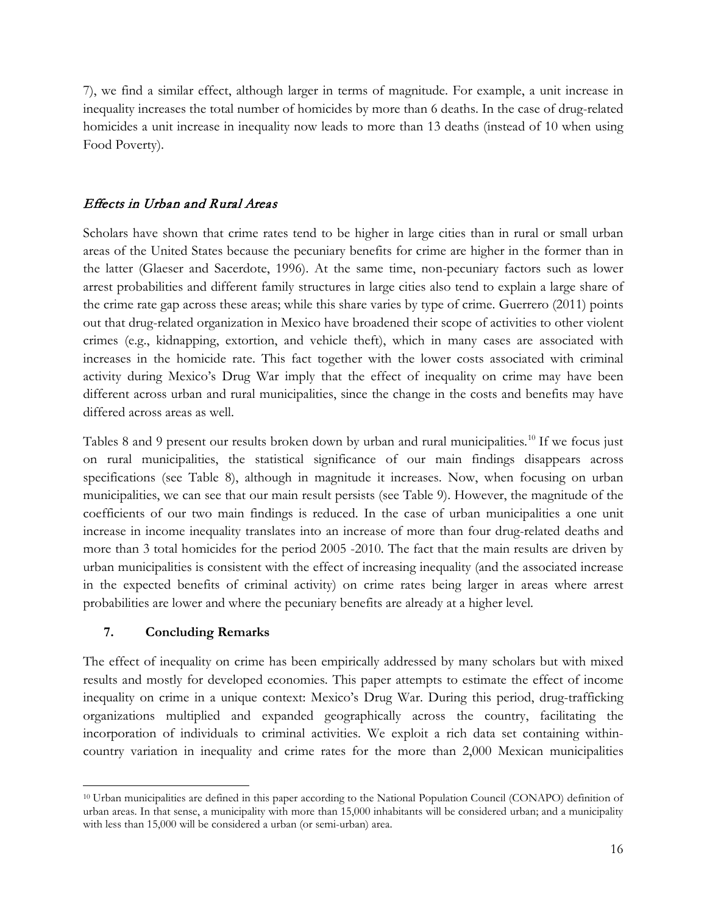7), we find a similar effect, although larger in terms of magnitude. For example, a unit increase in inequality increases the total number of homicides by more than 6 deaths. In the case of drug-related homicides a unit increase in inequality now leads to more than 13 deaths (instead of 10 when using Food Poverty).

### *Effects in Urban and Rural Areas*

Scholars have shown that crime rates tend to be higher in large cities than in rural or small urban areas of the United States because the pecuniary benefits for crime are higher in the former than in the latter (Glaeser and Sacerdote, 1996). At the same time, non-pecuniary factors such as lower arrest probabilities and different family structures in large cities also tend to explain a large share of the crime rate gap across these areas; while this share varies by type of crime. Guerrero (2011) points out that drug-related organization in Mexico have broadened their scope of activities to other violent crimes (e.g., kidnapping, extortion, and vehicle theft), which in many cases are associated with increases in the homicide rate. This fact together with the lower costs associated with criminal activity during Mexico's Drug War imply that the effect of inequality on crime may have been different across urban and rural municipalities, since the change in the costs and benefits may have differed across areas as well.

Tables 8 and 9 present our results broken down by urban and rural municipalities.[10] If we focus just on rural municipalities, the statistical significance of our main findings disappears across specifications (see Table 8), although in magnitude it increases. Now, when focusing on urban municipalities, we can see that our main result persists (see Table 9). However, the magnitude of the coefficients of our two main findings is reduced. In the case of urban municipalities a one unit increase in income inequality translates into an increase of more than four drug-related deaths and more than 3 total homicides for the period 2005 -2010. The fact that the main results are driven by urban municipalities is consistent with the effect of increasing inequality (and the associated increase in the expected benefits of criminal activity) on crime rates being larger in areas where arrest probabilities are lower and where the pecuniary benefits are already at a higher level.

## 7. Concluding Remarks

The effect of inequality on crime has been empirically addressed by many scholars but with mixed results and mostly for developed economies. This paper attempts to estimate the effect of income inequality on crime in a unique context: Mexico's Drug War. During this period, drug-trafficking organizations multiplied and expanded geographically across the country, facilitating the incorporation of individuals to criminal activities. We exploit a rich data set containing within-country variation in inequality and crime rates for the more than 2,000 Mexican municipalities

---

[10] Urban municipalities are defined in this paper according to the National Population Council (CONAPO) definition of urban areas. In that sense, a municipality with more than 15,000 inhabitants will be considered urban; and a municipality with less than 15,000 will be considered a urban (or semi-urban) area.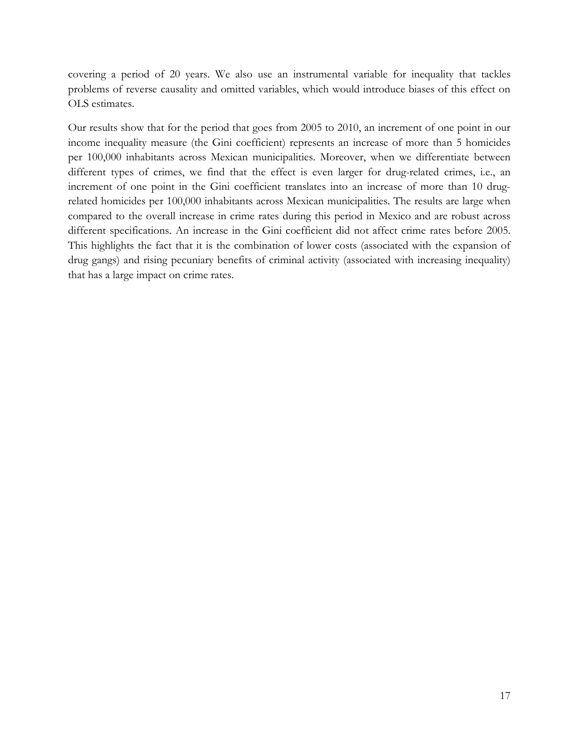covering a period of 20 years. We also use an instrumental variable for inequality that tackles problems of reverse causality and omitted variables, which would introduce biases of this effect on OLS estimates.

Our results show that for the period that goes from 2005 to 2010, an increment of one point in our income inequality measure (the Gini coefficient) represents an increase of more than 5 homicides per 100,000 inhabitants across Mexican municipalities. Moreover, when we differentiate between different types of crimes, we find that the effect is even larger for drug-related crimes, i.e., an increment of one point in the Gini coefficient translates into an increase of more than 10 drug-related homicides per 100,000 inhabitants across Mexican municipalities. The results are large when compared to the overall increase in crime rates during this period in Mexico and are robust across different specifications. An increase in the Gini coefficient did not affect crime rates before 2005. This highlights the fact that it is the combination of lower costs (associated with the expansion of drug gangs) and rising pecuniary benefits of criminal activity (associated with increasing inequality) that has a large impact on crime rates.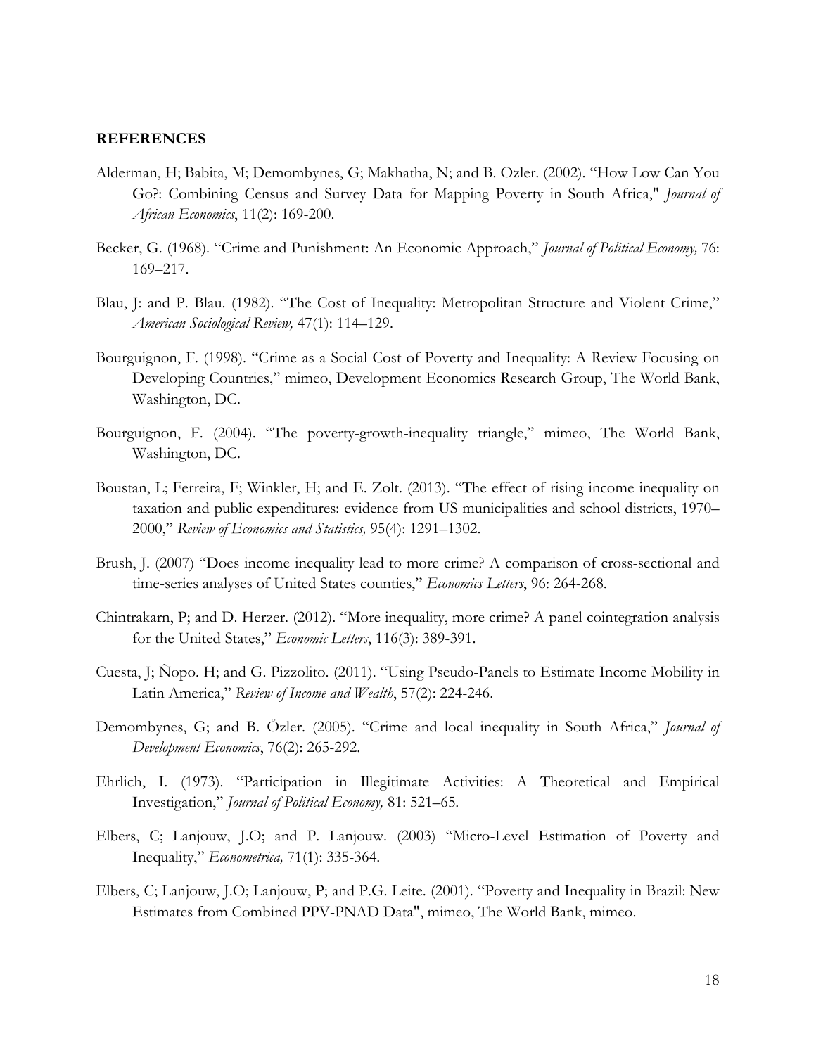**REFERENCES**

Alderman, H; Babita, M; Demombynes, G; Makhatha, N; and B. Ozler. (2002). "How Low Can You Go?: Combining Census and Survey Data for Mapping Poverty in South Africa," *Journal of African Economics*, 11(2): 169-200.

Becker, G. (1968). "Crime and Punishment: An Economic Approach," *Journal of Political Economy,* 76: 169–217.

Blau, J: and P. Blau. (1982). "The Cost of Inequality: Metropolitan Structure and Violent Crime," *American Sociological Review,* 47(1): 114–129.

Bourguignon, F. (1998). "Crime as a Social Cost of Poverty and Inequality: A Review Focusing on Developing Countries," mimeo, Development Economics Research Group, The World Bank, Washington, DC.

Bourguignon, F. (2004). "The poverty-growth-inequality triangle," mimeo, The World Bank, Washington, DC.

Boustan, L; Ferreira, F; Winkler, H; and E. Zolt. (2013). "The effect of rising income inequality on taxation and public expenditures: evidence from US municipalities and school districts, 1970–2000," *Review of Economics and Statistics,* 95(4): 1291–1302.

Brush, J. (2007) "Does income inequality lead to more crime? A comparison of cross-sectional and time-series analyses of United States counties," *Economics Letters*, 96: 264-268.

Chintrakarn, P; and D. Herzer. (2012). "More inequality, more crime? A panel cointegration analysis for the United States," *Economic Letters*, 116(3): 389-391.

Cuesta, J; Ñopo. H; and G. Pizzolito. (2011). "Using Pseudo-Panels to Estimate Income Mobility in Latin America," *Review of Income and Wealth*, 57(2): 224-246.

Demombynes, G; and B. Özler. (2005). "Crime and local inequality in South Africa," *Journal of Development Economics*, 76(2): 265-292.

Ehrlich, I. (1973). "Participation in Illegitimate Activities: A Theoretical and Empirical Investigation," *Journal of Political Economy,* 81: 521–65.

Elbers, C; Lanjouw, J.O; and P. Lanjouw. (2003) "Micro-Level Estimation of Poverty and Inequality," *Econometrica,* 71(1): 335-364.

Elbers, C; Lanjouw, J.O; Lanjouw, P; and P.G. Leite. (2001). "Poverty and Inequality in Brazil: New Estimates from Combined PPV-PNAD Data", mimeo, The World Bank, mimeo.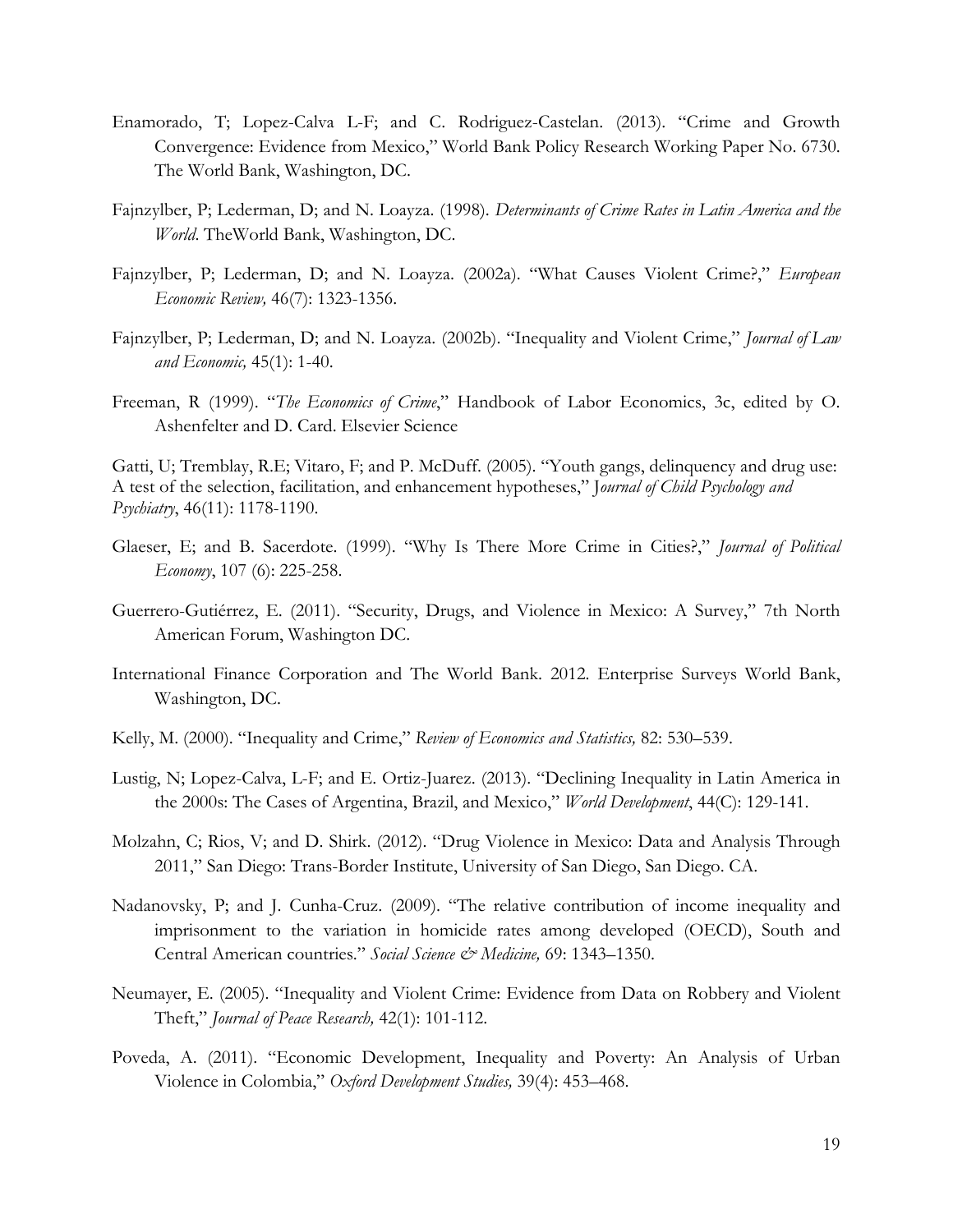Enamorado, T; Lopez-Calva L-F; and C. Rodriguez-Castelan. (2013). "Crime and Growth Convergence: Evidence from Mexico," World Bank Policy Research Working Paper No. 6730. The World Bank, Washington, DC.

Fajnzylber, P; Lederman, D; and N. Loayza. (1998). *Determinants of Crime Rates in Latin America and the World*. TheWorld Bank, Washington, DC.

Fajnzylber, P; Lederman, D; and N. Loayza. (2002a). "What Causes Violent Crime?," *European Economic Review,* 46(7): 1323-1356.

Fajnzylber, P; Lederman, D; and N. Loayza. (2002b). "Inequality and Violent Crime," *Journal of Law and Economic,* 45(1): 1-40.

Freeman, R (1999). "*The Economics of Crime*," Handbook of Labor Economics, 3c, edited by O. Ashenfelter and D. Card. Elsevier Science

Gatti, U; Tremblay, R.E; Vitaro, F; and P. McDuff. (2005). "Youth gangs, delinquency and drug use: A test of the selection, facilitation, and enhancement hypotheses," *Journal of Child Psychology and Psychiatry*, 46(11): 1178-1190.

Glaeser, E; and B. Sacerdote. (1999). "Why Is There More Crime in Cities?," *Journal of Political Economy*, 107 (6): 225-258.

Guerrero-Gutiérrez, E. (2011). "Security, Drugs, and Violence in Mexico: A Survey," 7th North American Forum, Washington DC.

International Finance Corporation and The World Bank. 2012. Enterprise Surveys World Bank, Washington, DC.

Kelly, M. (2000). "Inequality and Crime," *Review of Economics and Statistics,* 82: 530–539.

Lustig, N; Lopez-Calva, L-F; and E. Ortiz-Juarez. (2013). "Declining Inequality in Latin America in the 2000s: The Cases of Argentina, Brazil, and Mexico," *World Development*, 44(C): 129-141.

Molzahn, C; Rios, V; and D. Shirk. (2012). "Drug Violence in Mexico: Data and Analysis Through 2011," San Diego: Trans-Border Institute, University of San Diego, San Diego. CA.

Nadanovsky, P; and J. Cunha-Cruz. (2009). "The relative contribution of income inequality and imprisonment to the variation in homicide rates among developed (OECD), South and Central American countries." *Social Science & Medicine,* 69: 1343–1350.

Neumayer, E. (2005). "Inequality and Violent Crime: Evidence from Data on Robbery and Violent Theft," *Journal of Peace Research,* 42(1): 101-112.

Poveda, A. (2011). "Economic Development, Inequality and Poverty: An Analysis of Urban Violence in Colombia," *Oxford Development Studies,* 39(4): 453–468.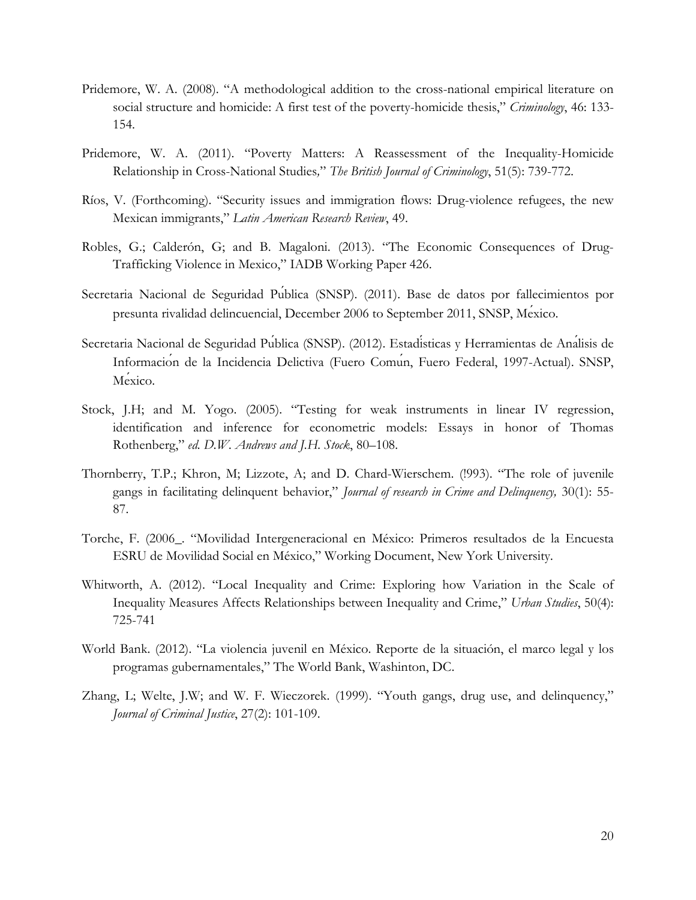Pridemore, W. A. (2008). "A methodological addition to the cross-national empirical literature on social structure and homicide: A first test of the poverty-homicide thesis," *Criminology*, 46: 133-154.

Pridemore, W. A. (2011). "Poverty Matters: A Reassessment of the Inequality-Homicide Relationship in Cross-National Studies," *The British Journal of Criminology*, 51(5): 739-772.

Ríos, V. (Forthcoming). "Security issues and immigration flows: Drug-violence refugees, the new Mexican immigrants," *Latin American Research Review*, 49.

Robles, G.; Calderón, G; and B. Magaloni. (2013). "The Economic Consequences of Drug-Trafficking Violence in Mexico," IADB Working Paper 426.

Secretaria Nacional de Seguridad Pública (SNSP). (2011). Base de datos por fallecimientos por presunta rivalidad delincuencial, December 2006 to September 2011, SNSP, México.

Secretaria Nacional de Seguridad Pública (SNSP). (2012). Estadísticas y Herramientas de Análisis de Información de la Incidencia Delictiva (Fuero Común, Fuero Federal, 1997-Actual). SNSP, México.

Stock, J.H; and M. Yogo. (2005). "Testing for weak instruments in linear IV regression, identification and inference for econometric models: Essays in honor of Thomas Rothenberg," *ed. D.W. Andrews and J.H. Stock*, 80–108.

Thornberry, T.P.; Khron, M; Lizzote, A; and D. Chard-Wierschem. (!993). "The role of juvenile gangs in facilitating delinquent behavior," *Journal of research in Crime and Delinquency,* 30(1): 55-87.

Torche, F. (2006_. "Movilidad Intergeneracional en México: Primeros resultados de la Encuesta ESRU de Movilidad Social en México," Working Document, New York University.

Whitworth, A. (2012). "Local Inequality and Crime: Exploring how Variation in the Scale of Inequality Measures Affects Relationships between Inequality and Crime," *Urban Studies*, 50(4): 725-741

World Bank. (2012). "La violencia juvenil en México. Reporte de la situación, el marco legal y los programas gubernamentales," The World Bank, Washinton, DC.

Zhang, L; Welte, J.W; and W. F. Wieczorek. (1999). "Youth gangs, drug use, and delinquency," *Journal of Criminal Justice*, 27(2): 101-109.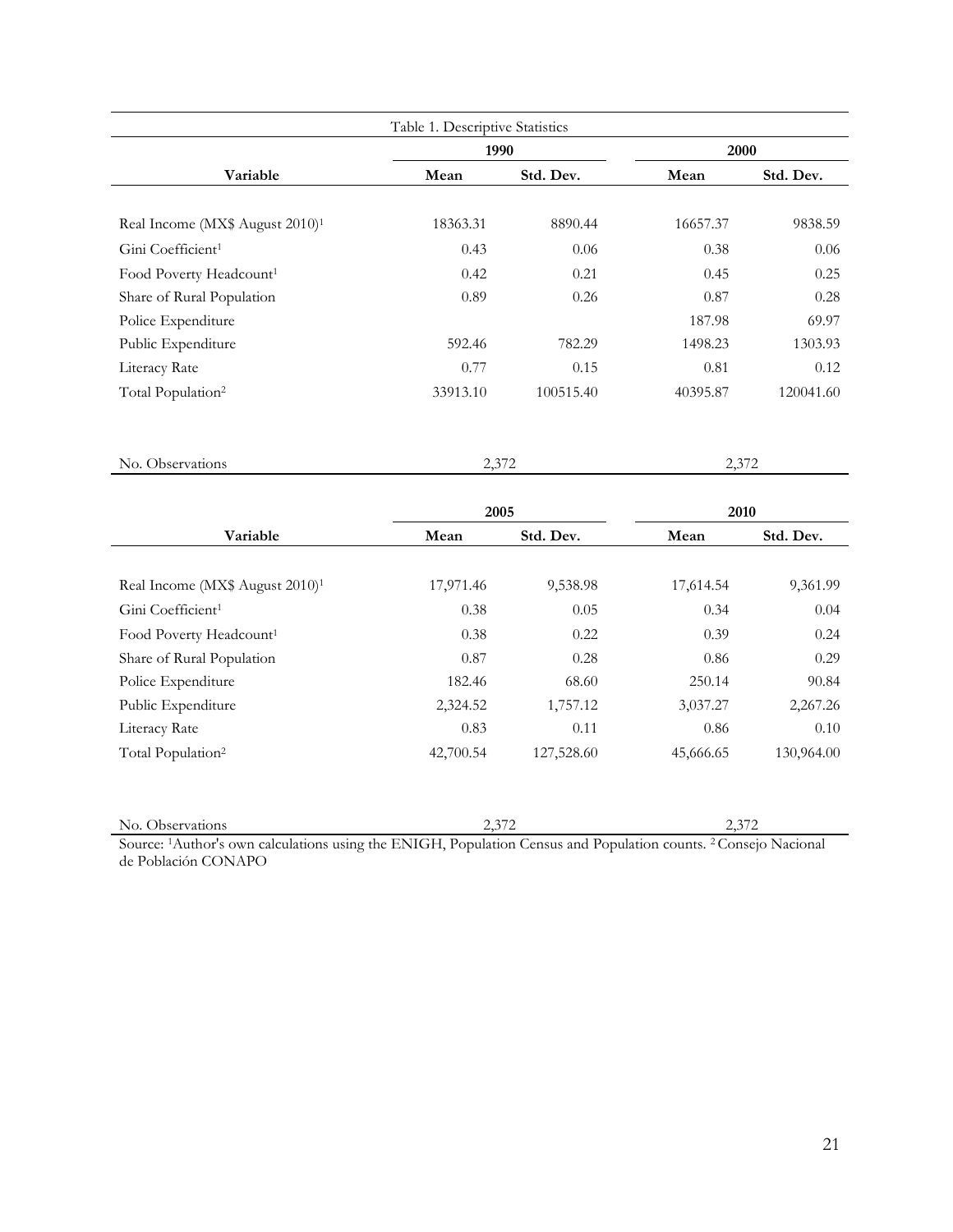Table 1. Descriptive Statistics

| Variable | 1990 | | 2000 | |
|---|---|---|---|---|
| | Mean | Std. Dev. | Mean | Std. Dev. |
| Real Income (MX$ August 2010)[1] | 18363.31 | 8890.44 | 16657.37 | 9838.59 |
| Gini Coefficient[1] | 0.43 | 0.06 | 0.38 | 0.06 |
| Food Poverty Headcount[1] | 0.42 | 0.21 | 0.45 | 0.25 |
| Share of Rural Population | 0.89 | 0.26 | 0.87 | 0.28 |
| Police Expenditure | | | 187.98 | 69.97 |
| Public Expenditure | 592.46 | 782.29 | 1498.23 | 1303.93 |
| Literacy Rate | 0.77 | 0.15 | 0.81 | 0.12 |
| Total Population[2] | 33913.10 | 100515.40 | 40395.87 | 120041.60 |
| No. Observations | 2,372 | | 2,372 | |

| Variable | 2005 | | 2010 | |
|---|---|---|---|---|
| | Mean | Std. Dev. | Mean | Std. Dev. |
| Real Income (MX$ August 2010)[1] | 17,971.46 | 9,538.98 | 17,614.54 | 9,361.99 |
| Gini Coefficient[1] | 0.38 | 0.05 | 0.34 | 0.04 |
| Food Poverty Headcount[1] | 0.38 | 0.22 | 0.39 | 0.24 |
| Share of Rural Population | 0.87 | 0.28 | 0.86 | 0.29 |
| Police Expenditure | 182.46 | 68.60 | 250.14 | 90.84 |
| Public Expenditure | 2,324.52 | 1,757.12 | 3,037.27 | 2,267.26 |
| Literacy Rate | 0.83 | 0.11 | 0.86 | 0.10 |
| Total Population[2] | 42,700.54 | 127,528.60 | 45,666.65 | 130,964.00 |
| No. Observations | 2,372 | | 2,372 | |

Source: [1]Author's own calculations using the ENIGH, Population Census and Population counts. [2]Consejo Nacional de Población CONAPO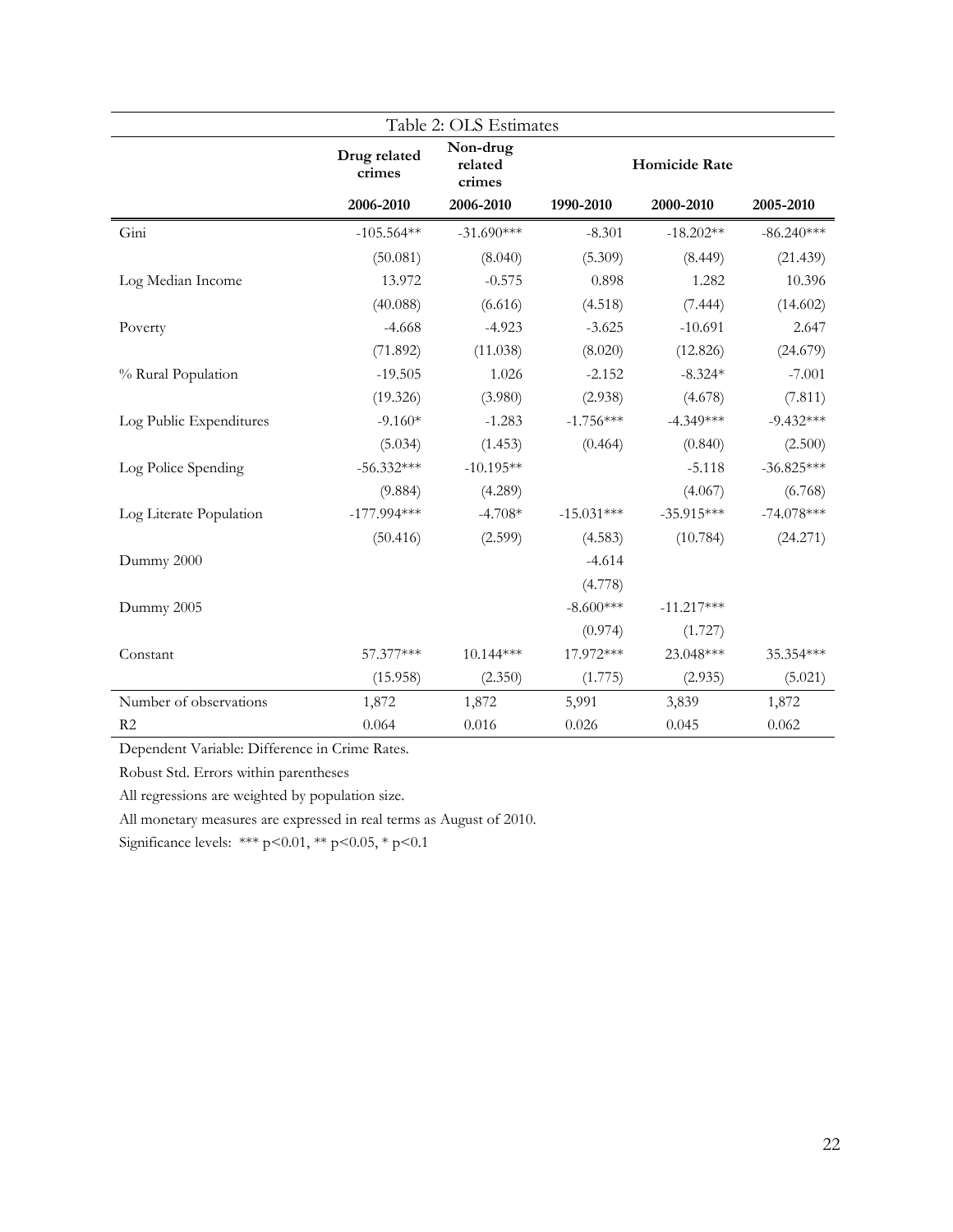Table 2: OLS Estimates

| | Drug related crimes | Non-drug related crimes | Homicide Rate | | |
|---|---|---|---|---|---|
| | 2006-2010 | 2006-2010 | 1990-2010 | 2000-2010 | 2005-2010 |
| Gini | -105.564** | -31.690*** | -8.301 | -18.202** | -86.240*** |
| | (50.081) | (8.040) | (5.309) | (8.449) | (21.439) |
| Log Median Income | 13.972 | -0.575 | 0.898 | 1.282 | 10.396 |
| | (40.088) | (6.616) | (4.518) | (7.444) | (14.602) |
| Poverty | -4.668 | -4.923 | -3.625 | -10.691 | 2.647 |
| | (71.892) | (11.038) | (8.020) | (12.826) | (24.679) |
| % Rural Population | -19.505 | 1.026 | -2.152 | -8.324* | -7.001 |
| | (19.326) | (3.980) | (2.938) | (4.678) | (7.811) |
| Log Public Expenditures | -9.160* | -1.283 | -1.756*** | -4.349*** | -9.432*** |
| | (5.034) | (1.453) | (0.464) | (0.840) | (2.500) |
| Log Police Spending | -56.332*** | -10.195** | | -5.118 | -36.825*** |
| | (9.884) | (4.289) | | (4.067) | (6.768) |
| Log Literate Population | -177.994*** | -4.708* | -15.031*** | -35.915*** | -74.078*** |
| | (50.416) | (2.599) | (4.583) | (10.784) | (24.271) |
| Dummy 2000 | | | -4.614 | | |
| | | | (4.778) | | |
| Dummy 2005 | | | -8.600*** | -11.217*** | |
| | | | (0.974) | (1.727) | |
| Constant | 57.377*** | 10.144*** | 17.972*** | 23.048*** | 35.354*** |
| | (15.958) | (2.350) | (1.775) | (2.935) | (5.021) |
| Number of observations | 1,872 | 1,872 | 5,991 | 3,839 | 1,872 |
| R2 | 0.064 | 0.016 | 0.026 | 0.045 | 0.062 |

Dependent Variable: Difference in Crime Rates.

Robust Std. Errors within parentheses

All regressions are weighted by population size.

All monetary measures are expressed in real terms as August of 2010.

Significance levels: *** p<0.01, ** p<0.05, * p<0.1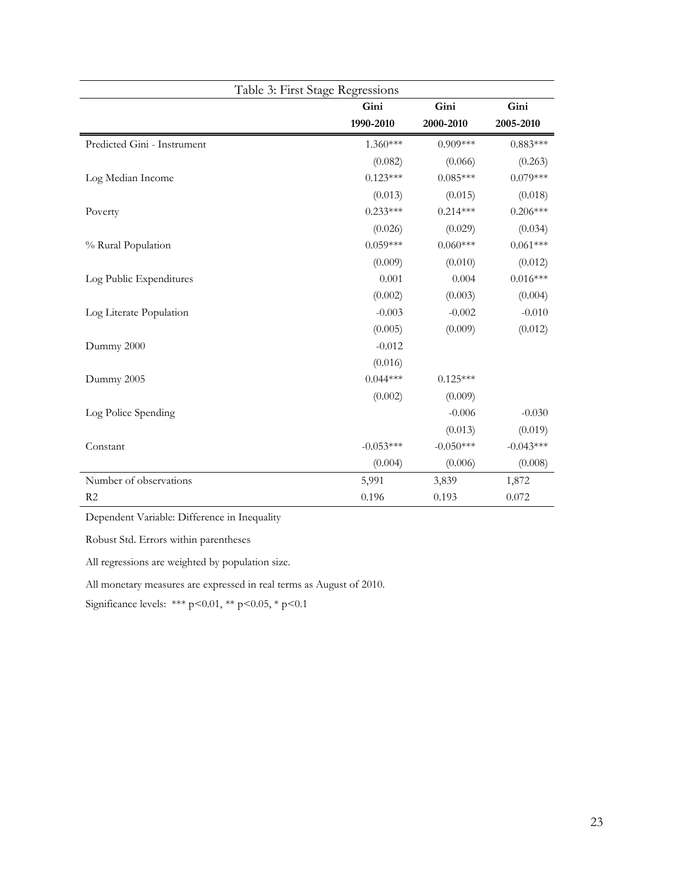Table 3: First Stage Regressions

| | Gini 1990-2010 | Gini 2000-2010 | Gini 2005-2010 |
|---|---|---|---|
| Predicted Gini - Instrument | 1.360*** | 0.909*** | 0.883*** |
| | (0.082) | (0.066) | (0.263) |
| Log Median Income | 0.123*** | 0.085*** | 0.079*** |
| | (0.013) | (0.015) | (0.018) |
| Poverty | 0.233*** | 0.214*** | 0.206*** |
| | (0.026) | (0.029) | (0.034) |
| % Rural Population | 0.059*** | 0.060*** | 0.061*** |
| | (0.009) | (0.010) | (0.012) |
| Log Public Expenditures | 0.001 | 0.004 | 0.016*** |
| | (0.002) | (0.003) | (0.004) |
| Log Literate Population | -0.003 | -0.002 | -0.010 |
| | (0.005) | (0.009) | (0.012) |
| Dummy 2000 | -0.012 | | |
| | (0.016) | | |
| Dummy 2005 | 0.044*** | 0.125*** | |
| | (0.002) | (0.009) | |
| Log Police Spending | | -0.006 | -0.030 |
| | | (0.013) | (0.019) |
| Constant | -0.053*** | -0.050*** | -0.043*** |
| | (0.004) | (0.006) | (0.008) |
| Number of observations | 5,991 | 3,839 | 1,872 |
| R2 | 0.196 | 0.193 | 0.072 |

Dependent Variable: Difference in Inequality

Robust Std. Errors within parentheses

All regressions are weighted by population size.

All monetary measures are expressed in real terms as August of 2010.

Significance levels: *** $p<0.01$, ** $p<0.05$, * $p<0.1$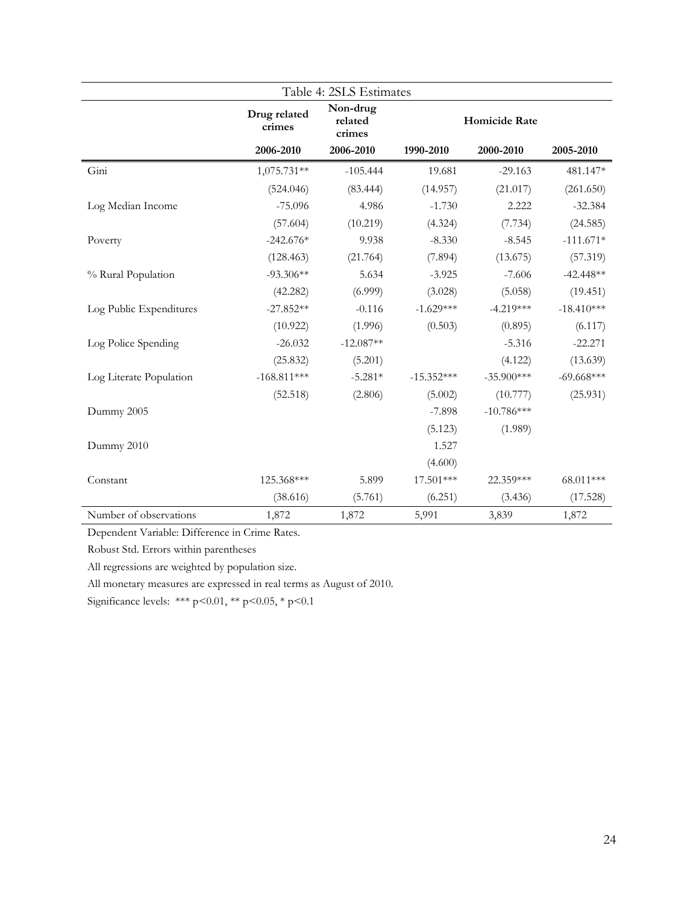Table 4: 2SLS Estimates

| | Drug related crimes | Non-drug related crimes | Homicide Rate | | |
|---|---|---|---|---|---|
| | 2006-2010 | 2006-2010 | 1990-2010 | 2000-2010 | 2005-2010 |
| Gini | 1,075.731** | -105.444 | 19.681 | -29.163 | 481.147* |
| | (524.046) | (83.444) | (14.957) | (21.017) | (261.650) |
| Log Median Income | -75.096 | 4.986 | -1.730 | 2.222 | -32.384 |
| | (57.604) | (10.219) | (4.324) | (7.734) | (24.585) |
| Poverty | -242.676* | 9.938 | -8.330 | -8.545 | -111.671* |
| | (128.463) | (21.764) | (7.894) | (13.675) | (57.319) |
| % Rural Population | -93.306** | 5.634 | -3.925 | -7.606 | -42.448** |
| | (42.282) | (6.999) | (3.028) | (5.058) | (19.451) |
| Log Public Expenditures | -27.852** | -0.116 | -1.629*** | -4.219*** | -18.410*** |
| | (10.922) | (1.996) | (0.503) | (0.895) | (6.117) |
| Log Police Spending | -26.032 | -12.087** | | -5.316 | -22.271 |
| | (25.832) | (5.201) | | (4.122) | (13.639) |
| Log Literate Population | -168.811*** | -5.281* | -15.352*** | -35.900*** | -69.668*** |
| | (52.518) | (2.806) | (5.002) | (10.777) | (25.931) |
| Dummy 2005 | | | -7.898 | -10.786*** | |
| | | | (5.123) | (1.989) | |
| Dummy 2010 | | | 1.527 | | |
| | | | (4.600) | | |
| Constant | 125.368*** | 5.899 | 17.501*** | 22.359*** | 68.011*** |
| | (38.616) | (5.761) | (6.251) | (3.436) | (17.528) |
| Number of observations | 1,872 | 1,872 | 5,991 | 3,839 | 1,872 |

Dependent Variable: Difference in Crime Rates.

Robust Std. Errors within parentheses

All regressions are weighted by population size.

All monetary measures are expressed in real terms as August of 2010.

Significance levels: *** $p<0.01$, ** $p<0.05$, * $p<0.1$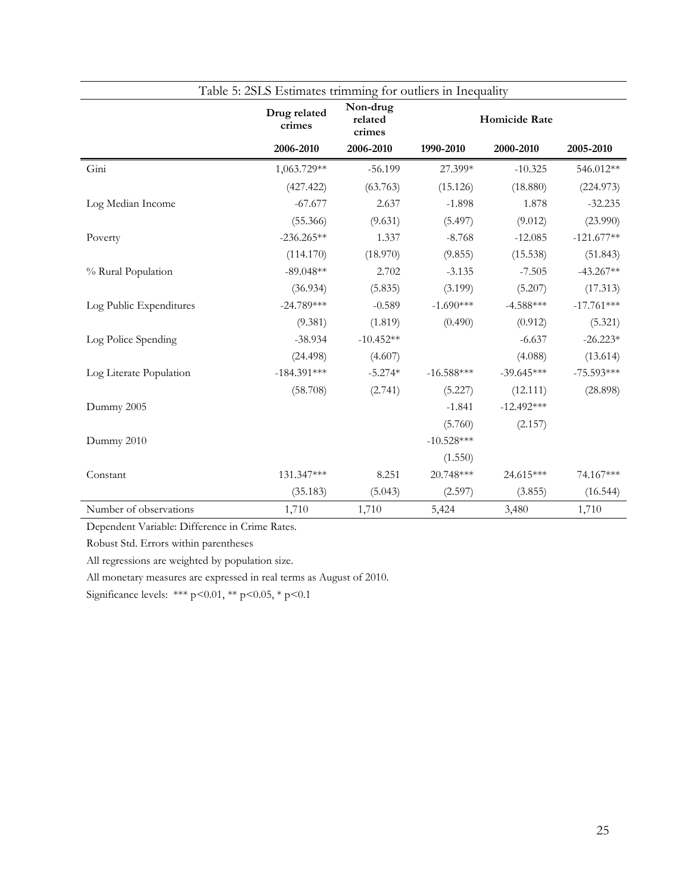Table 5: 2SLS Estimates trimming for outliers in Inequality

| | Drug related crimes | Non-drug related crimes | Homicide Rate | | |
|---|---|---|---|---|---|
| | 2006-2010 | 2006-2010 | 1990-2010 | 2000-2010 | 2005-2010 |
| Gini | 1,063.729** | -56.199 | 27.399* | -10.325 | 546.012** |
| | (427.422) | (63.763) | (15.126) | (18.880) | (224.973) |
| Log Median Income | -67.677 | 2.637 | -1.898 | 1.878 | -32.235 |
| | (55.366) | (9.631) | (5.497) | (9.012) | (23.990) |
| Poverty | -236.265** | 1.337 | -8.768 | -12.085 | -121.677** |
| | (114.170) | (18.970) | (9.855) | (15.538) | (51.843) |
| % Rural Population | -89.048** | 2.702 | -3.135 | -7.505 | -43.267** |
| | (36.934) | (5.835) | (3.199) | (5.207) | (17.313) |
| Log Public Expenditures | -24.789*** | -0.589 | -1.690*** | -4.588*** | -17.761*** |
| | (9.381) | (1.819) | (0.490) | (0.912) | (5.321) |
| Log Police Spending | -38.934 | -10.452** | | -6.637 | -26.223* |
| | (24.498) | (4.607) | | (4.088) | (13.614) |
| Log Literate Population | -184.391*** | -5.274* | -16.588*** | -39.645*** | -75.593*** |
| | (58.708) | (2.741) | (5.227) | (12.111) | (28.898) |
| Dummy 2005 | | | -1.841 | -12.492*** | |
| | | | (5.760) | (2.157) | |
| Dummy 2010 | | | -10.528*** | | |
| | | | (1.550) | | |
| Constant | 131.347*** | 8.251 | 20.748*** | 24.615*** | 74.167*** |
| | (35.183) | (5.043) | (2.597) | (3.855) | (16.544) |
| Number of observations | 1,710 | 1,710 | 5,424 | 3,480 | 1,710 |

Dependent Variable: Difference in Crime Rates.

Robust Std. Errors within parentheses

All regressions are weighted by population size.

All monetary measures are expressed in real terms as August of 2010.

Significance levels: *** $p<0.01$, ** $p<0.05$, * $p<0.1$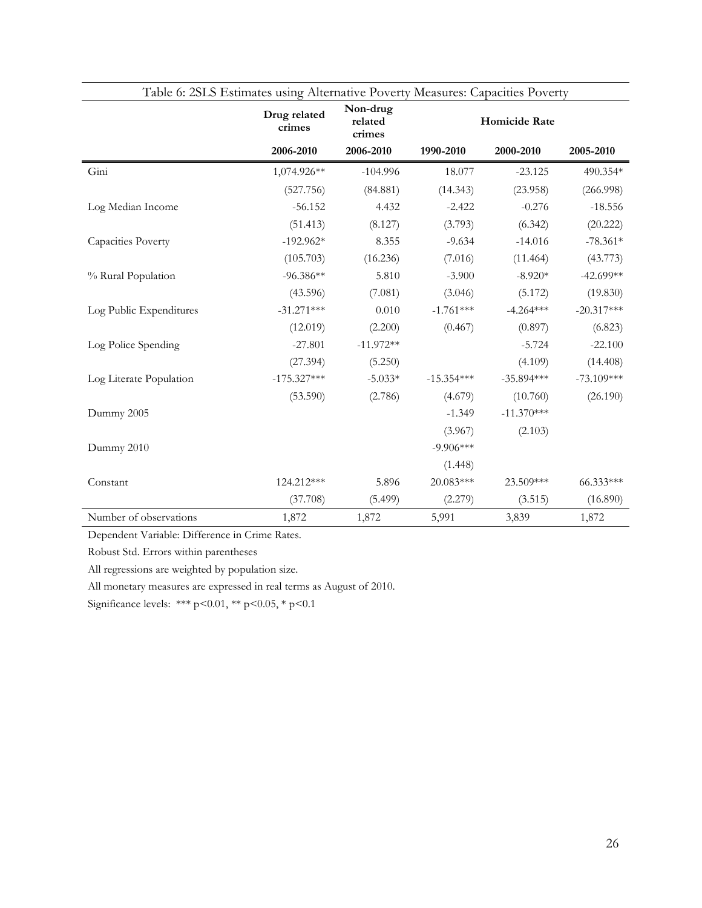Table 6: 2SLS Estimates using Alternative Poverty Measures: Capacities Poverty

| | Drug related crimes | Non-drug related crimes | Homicide Rate | | |
|---|---|---|---|---|---|
| | 2006-2010 | 2006-2010 | 1990-2010 | 2000-2010 | 2005-2010 |
| Gini | 1,074.926** | -104.996 | 18.077 | -23.125 | 490.354* |
| | (527.756) | (84.881) | (14.343) | (23.958) | (266.998) |
| Log Median Income | -56.152 | 4.432 | -2.422 | -0.276 | -18.556 |
| | (51.413) | (8.127) | (3.793) | (6.342) | (20.222) |
| Capacities Poverty | -192.962* | 8.355 | -9.634 | -14.016 | -78.361* |
| | (105.703) | (16.236) | (7.016) | (11.464) | (43.773) |
| % Rural Population | -96.386** | 5.810 | -3.900 | -8.920* | -42.699** |
| | (43.596) | (7.081) | (3.046) | (5.172) | (19.830) |
| Log Public Expenditures | -31.271*** | 0.010 | -1.761*** | -4.264*** | -20.317*** |
| | (12.019) | (2.200) | (0.467) | (0.897) | (6.823) |
| Log Police Spending | -27.801 | -11.972** | | -5.724 | -22.100 |
| | (27.394) | (5.250) | | (4.109) | (14.408) |
| Log Literate Population | -175.327*** | -5.033* | -15.354*** | -35.894*** | -73.109*** |
| | (53.590) | (2.786) | (4.679) | (10.760) | (26.190) |
| Dummy 2005 | | | -1.349 | -11.370*** | |
| | | | (3.967) | (2.103) | |
| Dummy 2010 | | | -9.906*** | | |
| | | | (1.448) | | |
| Constant | 124.212*** | 5.896 | 20.083*** | 23.509*** | 66.333*** |
| | (37.708) | (5.499) | (2.279) | (3.515) | (16.890) |
| Number of observations | 1,872 | 1,872 | 5,991 | 3,839 | 1,872 |

Dependent Variable: Difference in Crime Rates.

Robust Std. Errors within parentheses

All regressions are weighted by population size.

All monetary measures are expressed in real terms as August of 2010.

Significance levels: *** p<0.01, ** p<0.05, * p<0.1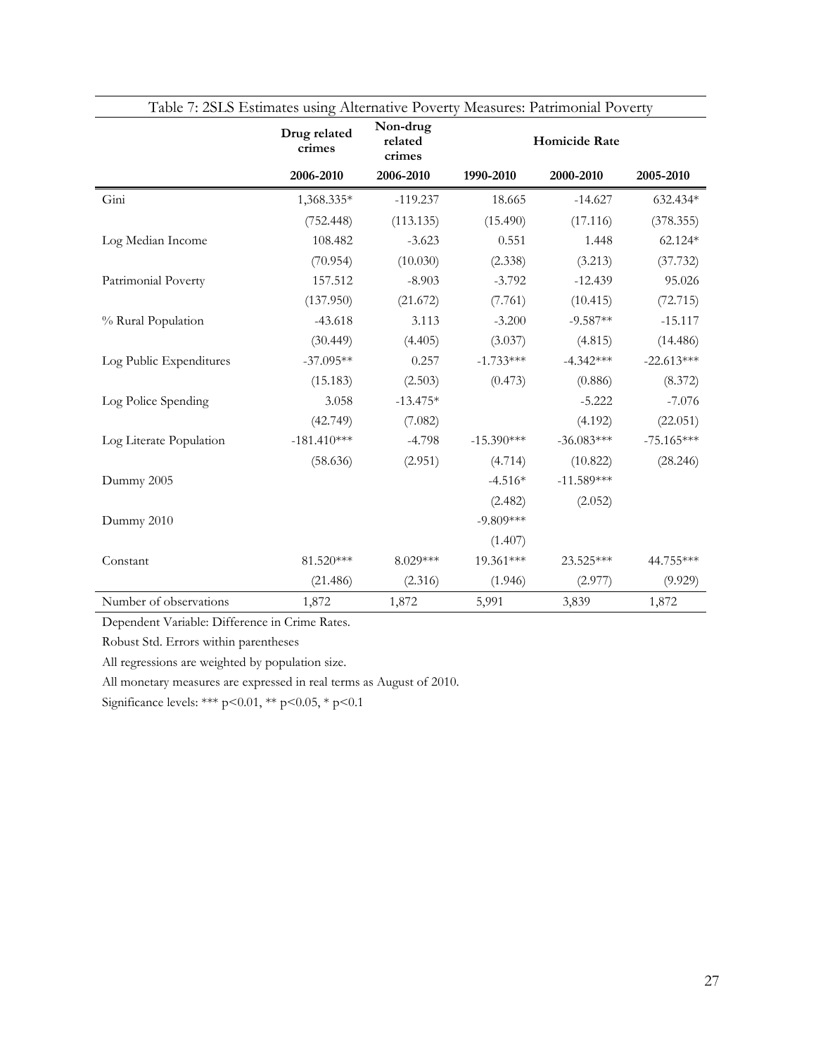Table 7: 2SLS Estimates using Alternative Poverty Measures: Patrimonial Poverty

| | Drug related crimes | Non-drug related crimes | Homicide Rate | | |
|---|---|---|---|---|---|
| | 2006-2010 | 2006-2010 | 1990-2010 | 2000-2010 | 2005-2010 |
| Gini | 1,368.335* | -119.237 | 18.665 | -14.627 | 632.434* |
| | (752.448) | (113.135) | (15.490) | (17.116) | (378.355) |
| Log Median Income | 108.482 | -3.623 | 0.551 | 1.448 | 62.124* |
| | (70.954) | (10.030) | (2.338) | (3.213) | (37.732) |
| Patrimonial Poverty | 157.512 | -8.903 | -3.792 | -12.439 | 95.026 |
| | (137.950) | (21.672) | (7.761) | (10.415) | (72.715) |
| % Rural Population | -43.618 | 3.113 | -3.200 | -9.587** | -15.117 |
| | (30.449) | (4.405) | (3.037) | (4.815) | (14.486) |
| Log Public Expenditures | -37.095** | 0.257 | -1.733*** | -4.342*** | -22.613*** |
| | (15.183) | (2.503) | (0.473) | (0.886) | (8.372) |
| Log Police Spending | 3.058 | -13.475* | | -5.222 | -7.076 |
| | (42.749) | (7.082) | | (4.192) | (22.051) |
| Log Literate Population | -181.410*** | -4.798 | -15.390*** | -36.083*** | -75.165*** |
| | (58.636) | (2.951) | (4.714) | (10.822) | (28.246) |
| Dummy 2005 | | | -4.516* | -11.589*** | |
| | | | (2.482) | (2.052) | |
| Dummy 2010 | | | -9.809*** | | |
| | | | (1.407) | | |
| Constant | 81.520*** | 8.029*** | 19.361*** | 23.525*** | 44.755*** |
| | (21.486) | (2.316) | (1.946) | (2.977) | (9.929) |
| Number of observations | 1,872 | 1,872 | 5,991 | 3,839 | 1,872 |

Dependent Variable: Difference in Crime Rates.

Robust Std. Errors within parentheses

All regressions are weighted by population size.

All monetary measures are expressed in real terms as August of 2010.

Significance levels: *** p<0.01, ** p<0.05, * p<0.1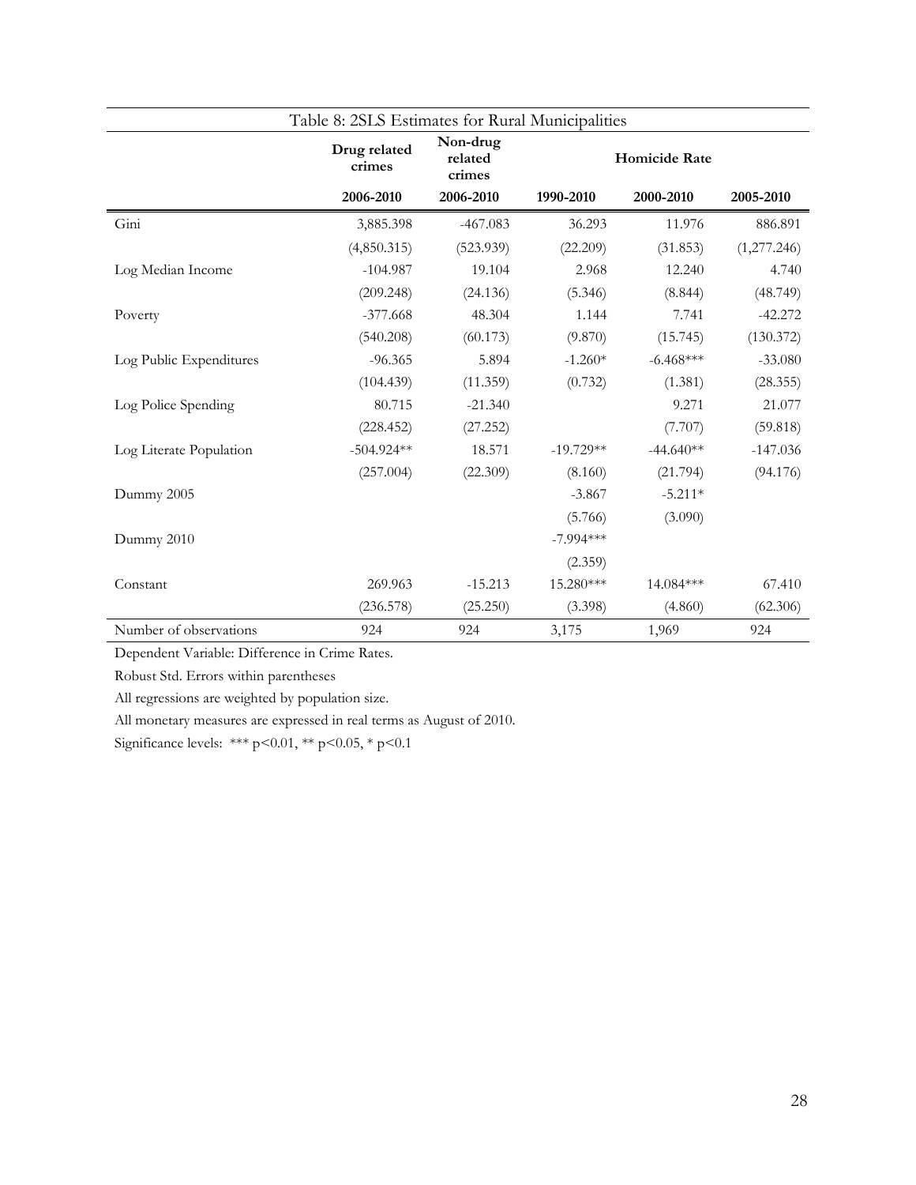Table 8: 2SLS Estimates for Rural Municipalities

| | Drug related crimes | Non-drug related crimes | Homicide Rate | | |
|---|---|---|---|---|---|
| | 2006-2010 | 2006-2010 | 1990-2010 | 2000-2010 | 2005-2010 |
| Gini | 3,885.398 | -467.083 | 36.293 | 11.976 | 886.891 |
| | (4,850.315) | (523.939) | (22.209) | (31.853) | (1,277.246) |
| Log Median Income | -104.987 | 19.104 | 2.968 | 12.240 | 4.740 |
| | (209.248) | (24.136) | (5.346) | (8.844) | (48.749) |
| Poverty | -377.668 | 48.304 | 1.144 | 7.741 | -42.272 |
| | (540.208) | (60.173) | (9.870) | (15.745) | (130.372) |
| Log Public Expenditures | -96.365 | 5.894 | -1.260* | -6.468*** | -33.080 |
| | (104.439) | (11.359) | (0.732) | (1.381) | (28.355) |
| Log Police Spending | 80.715 | -21.340 | | 9.271 | 21.077 |
| | (228.452) | (27.252) | | (7.707) | (59.818) |
| Log Literate Population | -504.924** | 18.571 | -19.729** | -44.640** | -147.036 |
| | (257.004) | (22.309) | (8.160) | (21.794) | (94.176) |
| Dummy 2005 | | | -3.867 | -5.211* | |
| | | | (5.766) | (3.090) | |
| Dummy 2010 | | | -7.994*** | | |
| | | | (2.359) | | |
| Constant | 269.963 | -15.213 | 15.280*** | 14.084*** | 67.410 |
| | (236.578) | (25.250) | (3.398) | (4.860) | (62.306) |
| Number of observations | 924 | 924 | 3,175 | 1,969 | 924 |

Dependent Variable: Difference in Crime Rates.

Robust Std. Errors within parentheses

All regressions are weighted by population size.

All monetary measures are expressed in real terms as August of 2010.

Significance levels: *** p<0.01, ** p<0.05, * p<0.1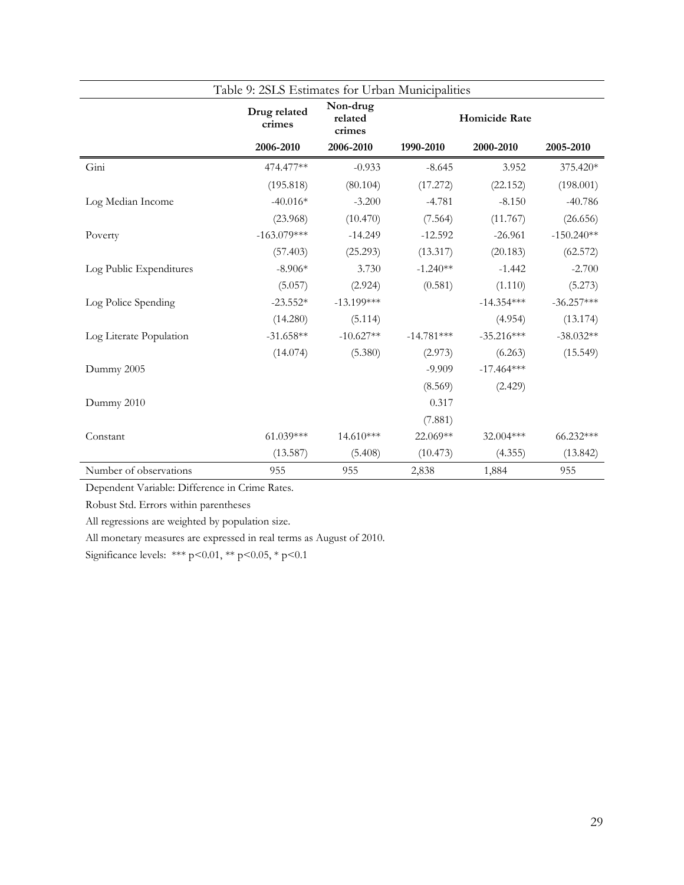Table 9: 2SLS Estimates for Urban Municipalities

| | Drug related crimes | Non-drug related crimes | Homicide Rate | | |
|---|---|---|---|---|---|
| | 2006-2010 | 2006-2010 | 1990-2010 | 2000-2010 | 2005-2010 |
| Gini | 474.477** | -0.933 | -8.645 | 3.952 | 375.420* |
| | (195.818) | (80.104) | (17.272) | (22.152) | (198.001) |
| Log Median Income | -40.016* | -3.200 | -4.781 | -8.150 | -40.786 |
| | (23.968) | (10.470) | (7.564) | (11.767) | (26.656) |
| Poverty | -163.079*** | -14.249 | -12.592 | -26.961 | -150.240** |
| | (57.403) | (25.293) | (13.317) | (20.183) | (62.572) |
| Log Public Expenditures | -8.906* | 3.730 | -1.240** | -1.442 | -2.700 |
| | (5.057) | (2.924) | (0.581) | (1.110) | (5.273) |
| Log Police Spending | -23.552* | -13.199*** | | -14.354*** | -36.257*** |
| | (14.280) | (5.114) | | (4.954) | (13.174) |
| Log Literate Population | -31.658** | -10.627** | -14.781*** | -35.216*** | -38.032** |
| | (14.074) | (5.380) | (2.973) | (6.263) | (15.549) |
| Dummy 2005 | | | -9.909 | -17.464*** | |
| | | | (8.569) | (2.429) | |
| Dummy 2010 | | | 0.317 | | |
| | | | (7.881) | | |
| Constant | 61.039*** | 14.610*** | 22.069** | 32.004*** | 66.232*** |
| | (13.587) | (5.408) | (10.473) | (4.355) | (13.842) |
| Number of observations | 955 | 955 | 2,838 | 1,884 | 955 |

Dependent Variable: Difference in Crime Rates.

Robust Std. Errors within parentheses

All regressions are weighted by population size.

All monetary measures are expressed in real terms as August of 2010.

Significance levels: *** $p<0.01$, ** $p<0.05$, * $p<0.1$